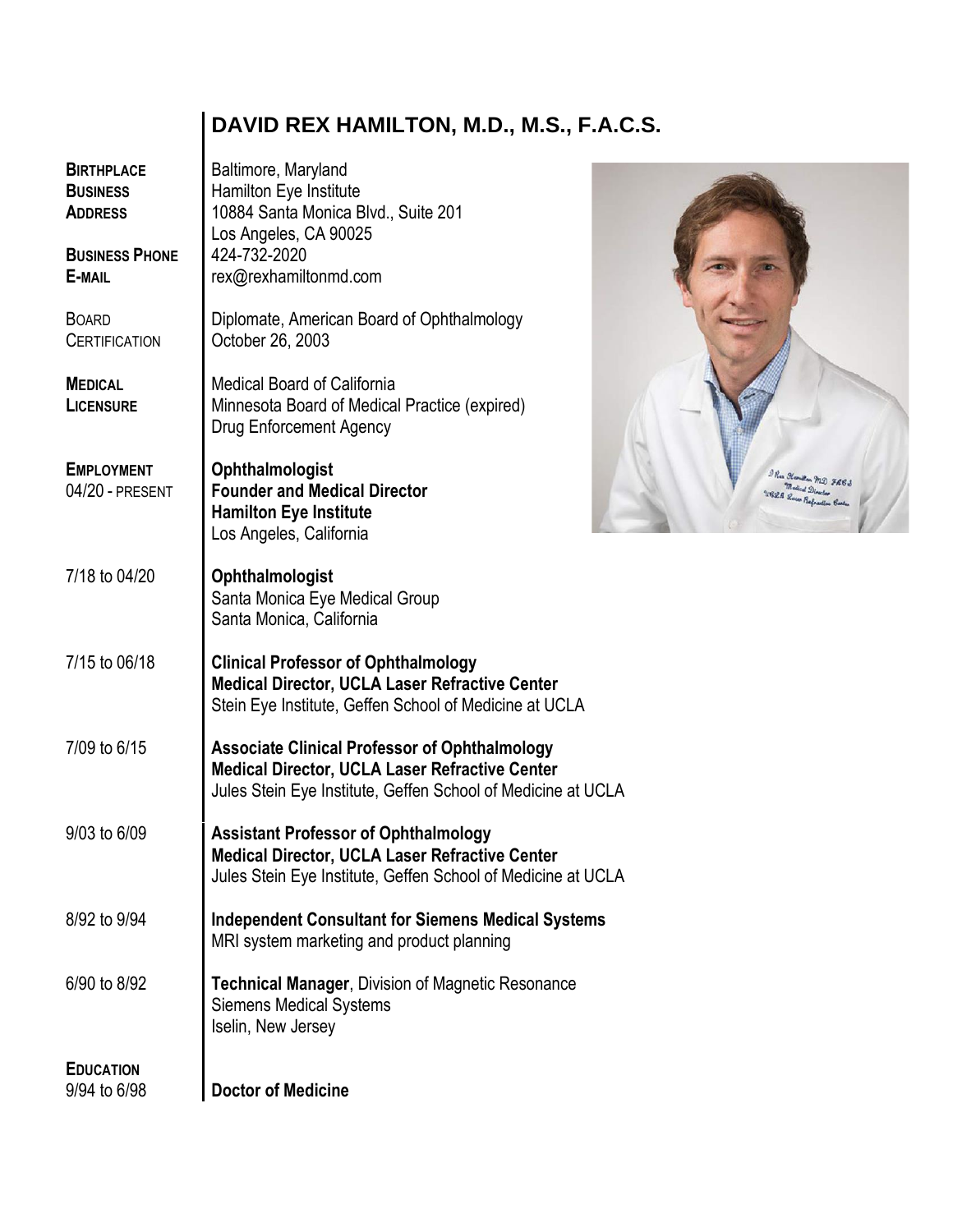# DAVID REX HAMILTON, M.D., M.S., F.A.C.S.

**BIRTHPLACE** Baltimore, Maryland

**BUSINESS ADDRESS** Hamilton Eye Institute
10884 Santa Monica Blvd., Suite 201
Los Angeles, CA 90025

**BUSINESS PHONE** 424-732-2020

**E-MAIL** rex@rexhamiltonmd.com

**BOARD CERTIFICATION** Diplomate, American Board of Ophthalmology
October 26, 2003

**MEDICAL LICENSURE** Medical Board of California
Minnesota Board of Medical Practice (expired)
Drug Enforcement Agency

**EMPLOYMENT**

04/20 - PRESENT
**Ophthalmologist**
**Founder and Medical Director**
**Hamilton Eye Institute**
Los Angeles, California

7/18 to 04/20
**Ophthalmologist**
Santa Monica Eye Medical Group
Santa Monica, California

7/15 to 06/18
**Clinical Professor of Ophthalmology**
**Medical Director, UCLA Laser Refractive Center**
Stein Eye Institute, Geffen School of Medicine at UCLA

7/09 to 6/15
**Associate Clinical Professor of Ophthalmology**
**Medical Director, UCLA Laser Refractive Center**
Jules Stein Eye Institute, Geffen School of Medicine at UCLA

9/03 to 6/09
**Assistant Professor of Ophthalmology**
**Medical Director, UCLA Laser Refractive Center**
Jules Stein Eye Institute, Geffen School of Medicine at UCLA

8/92 to 9/94
**Independent Consultant for Siemens Medical Systems**
MRI system marketing and product planning

6/90 to 8/92
**Technical Manager**, Division of Magnetic Resonance
Siemens Medical Systems
Iselin, New Jersey

**EDUCATION**

9/94 to 6/98
**Doctor of Medicine**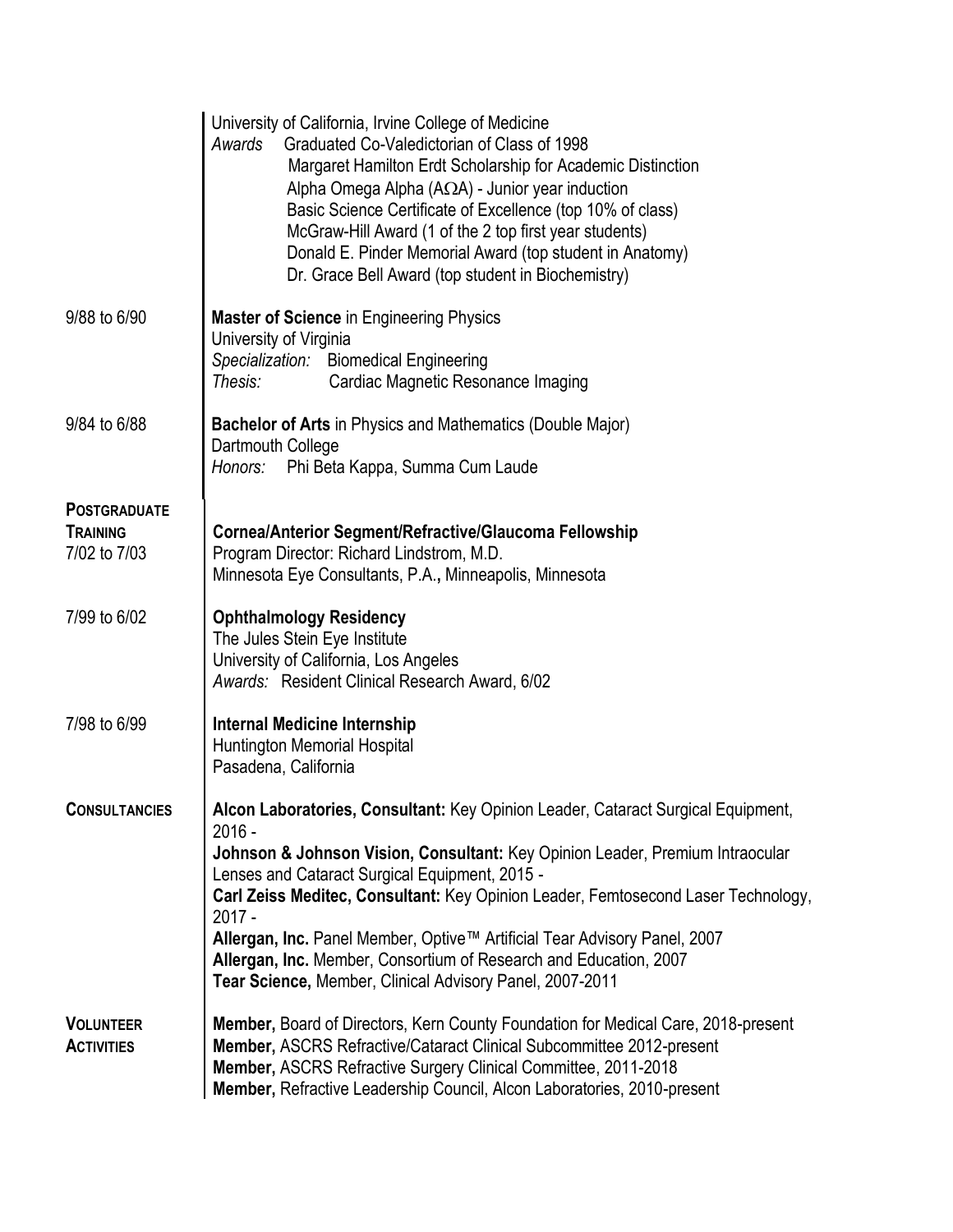University of California, Irvine College of Medicine
*Awards* Graduated Co-Valedictorian of Class of 1998
Margaret Hamilton Erdt Scholarship for Academic Distinction
Alpha Omega Alpha (AΩA) - Junior year induction
Basic Science Certificate of Excellence (top 10% of class)
McGraw-Hill Award (1 of the 2 top first year students)
Donald E. Pinder Memorial Award (top student in Anatomy)
Dr. Grace Bell Award (top student in Biochemistry)

9/88 to 6/90 **Master of Science** in Engineering Physics
University of Virginia
*Specialization:* Biomedical Engineering
*Thesis:* Cardiac Magnetic Resonance Imaging

9/84 to 6/88 **Bachelor of Arts** in Physics and Mathematics (Double Major)
Dartmouth College
*Honors:* Phi Beta Kappa, Summa Cum Laude

## POSTGRADUATE TRAINING

7/02 to 7/03 **Cornea/Anterior Segment/Refractive/Glaucoma Fellowship**
Program Director: Richard Lindstrom, M.D.
Minnesota Eye Consultants, P.A., Minneapolis, Minnesota

7/99 to 6/02 **Ophthalmology Residency**
The Jules Stein Eye Institute
University of California, Los Angeles
*Awards:* Resident Clinical Research Award, 6/02

7/98 to 6/99 **Internal Medicine Internship**
Huntington Memorial Hospital
Pasadena, California

## CONSULTANCIES

**Alcon Laboratories, Consultant:** Key Opinion Leader, Cataract Surgical Equipment, 2016 -
**Johnson & Johnson Vision, Consultant:** Key Opinion Leader, Premium Intraocular Lenses and Cataract Surgical Equipment, 2015 -
**Carl Zeiss Meditec, Consultant:** Key Opinion Leader, Femtosecond Laser Technology, 2017 -
**Allergan, Inc.** Panel Member, Optive™ Artificial Tear Advisory Panel, 2007
**Allergan, Inc.** Member, Consortium of Research and Education, 2007
**Tear Science,** Member, Clinical Advisory Panel, 2007-2011

## VOLUNTEER ACTIVITIES

**Member,** Board of Directors, Kern County Foundation for Medical Care, 2018-present
**Member,** ASCRS Refractive/Cataract Clinical Subcommittee 2012-present
**Member,** ASCRS Refractive Surgery Clinical Committee, 2011-2018
**Member,** Refractive Leadership Council, Alcon Laboratories, 2010-present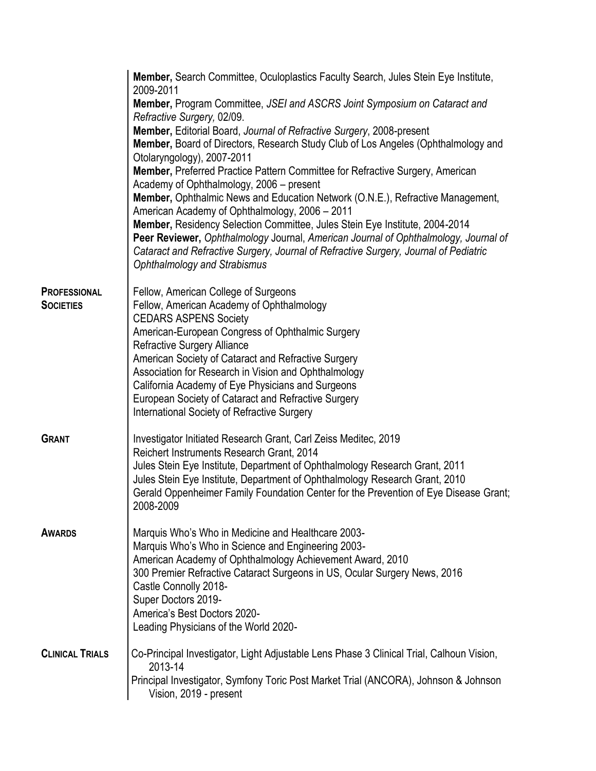**Member,** Search Committee, Oculoplastics Faculty Search, Jules Stein Eye Institute, 2009-2011

**Member,** Program Committee, *JSEI and ASCRS Joint Symposium on Cataract and Refractive Surgery,* 02/09.

**Member,** Editorial Board, *Journal of Refractive Surgery*, 2008-present

**Member,** Board of Directors, Research Study Club of Los Angeles (Ophthalmology and Otolaryngology), 2007-2011

**Member,** Preferred Practice Pattern Committee for Refractive Surgery, American Academy of Ophthalmology, 2006 – present

**Member,** Ophthalmic News and Education Network (O.N.E.), Refractive Management, American Academy of Ophthalmology, 2006 – 2011

**Member,** Residency Selection Committee, Jules Stein Eye Institute, 2004-2014

**Peer Reviewer,** *Ophthalmology* Journal, *American Journal of Ophthalmology, Journal of Cataract and Refractive Surgery, Journal of Refractive Surgery, Journal of Pediatric Ophthalmology and Strabismus*

## Professional Societies

Fellow, American College of Surgeons
Fellow, American Academy of Ophthalmology
CEDARS ASPENS Society
American-European Congress of Ophthalmic Surgery
Refractive Surgery Alliance
American Society of Cataract and Refractive Surgery
Association for Research in Vision and Ophthalmology
California Academy of Eye Physicians and Surgeons
European Society of Cataract and Refractive Surgery
International Society of Refractive Surgery

## Grant

Investigator Initiated Research Grant, Carl Zeiss Meditec, 2019
Reichert Instruments Research Grant, 2014
Jules Stein Eye Institute, Department of Ophthalmology Research Grant, 2011
Jules Stein Eye Institute, Department of Ophthalmology Research Grant, 2010
Gerald Oppenheimer Family Foundation Center for the Prevention of Eye Disease Grant; 2008-2009

## Awards

Marquis Who's Who in Medicine and Healthcare 2003-
Marquis Who's Who in Science and Engineering 2003-
American Academy of Ophthalmology Achievement Award, 2010
300 Premier Refractive Cataract Surgeons in US, Ocular Surgery News, 2016
Castle Connolly 2018-
Super Doctors 2019-
America's Best Doctors 2020-
Leading Physicians of the World 2020-

## Clinical Trials

Co-Principal Investigator, Light Adjustable Lens Phase 3 Clinical Trial, Calhoun Vision, 2013-14

Principal Investigator, Symfony Toric Post Market Trial (ANCORA), Johnson & Johnson Vision, 2019 - present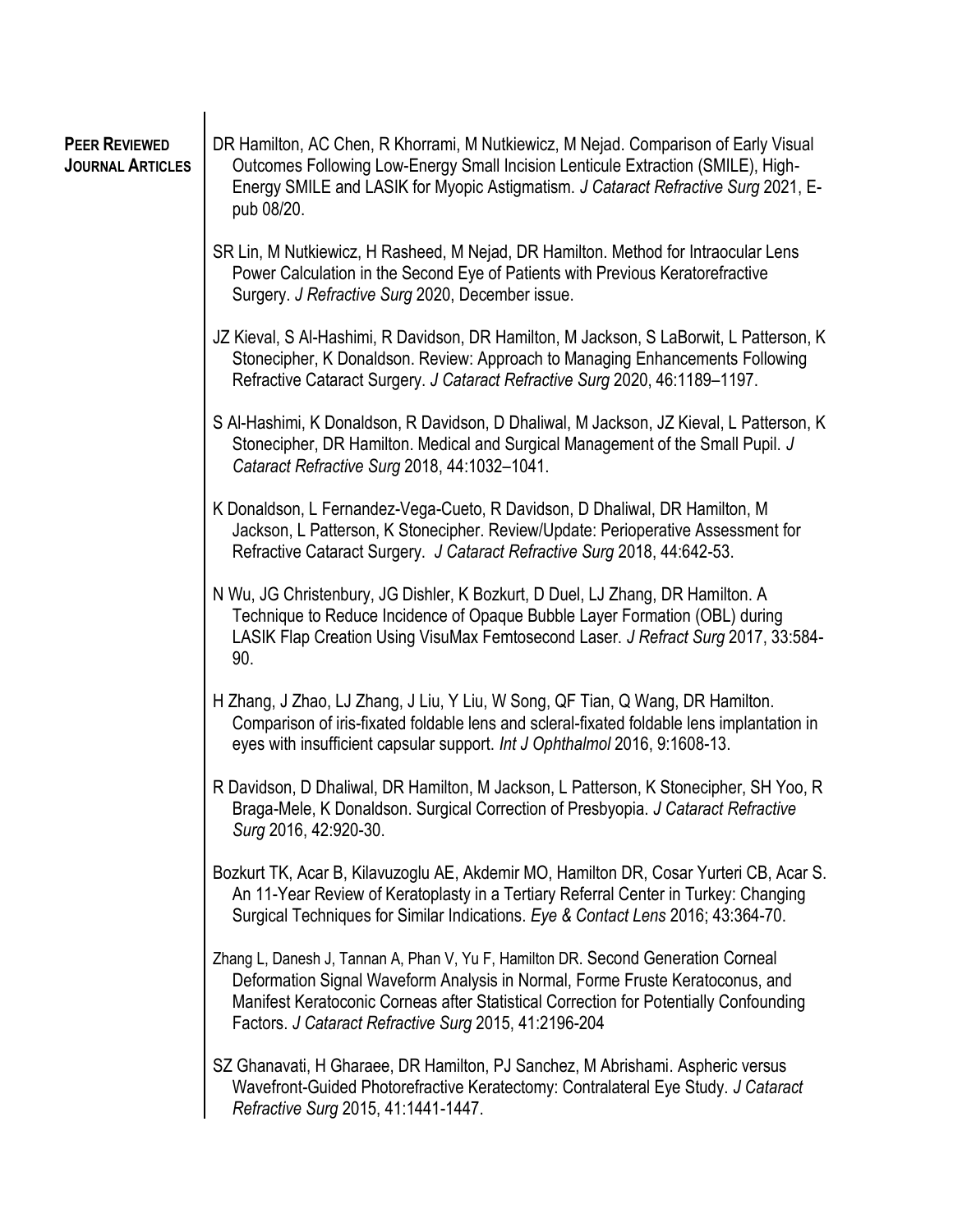**Peer Reviewed Journal Articles**

DR Hamilton, AC Chen, R Khorrami, M Nutkiewicz, M Nejad. Comparison of Early Visual Outcomes Following Low-Energy Small Incision Lenticule Extraction (SMILE), High-Energy SMILE and LASIK for Myopic Astigmatism. *J Cataract Refractive Surg* 2021, E-pub 08/20.

SR Lin, M Nutkiewicz, H Rasheed, M Nejad, DR Hamilton. Method for Intraocular Lens Power Calculation in the Second Eye of Patients with Previous Keratorefractive Surgery. *J Refractive Surg* 2020, December issue.

JZ Kieval, S Al-Hashimi, R Davidson, DR Hamilton, M Jackson, S LaBorwit, L Patterson, K Stonecipher, K Donaldson. Review: Approach to Managing Enhancements Following Refractive Cataract Surgery. *J Cataract Refractive Surg* 2020, 46:1189–1197.

S Al-Hashimi, K Donaldson, R Davidson, D Dhaliwal, M Jackson, JZ Kieval, L Patterson, K Stonecipher, DR Hamilton. Medical and Surgical Management of the Small Pupil. *J Cataract Refractive Surg* 2018, 44:1032–1041.

K Donaldson, L Fernandez-Vega-Cueto, R Davidson, D Dhaliwal, DR Hamilton, M Jackson, L Patterson, K Stonecipher. Review/Update: Perioperative Assessment for Refractive Cataract Surgery. *J Cataract Refractive Surg* 2018, 44:642-53.

N Wu, JG Christenbury, JG Dishler, K Bozkurt, D Duel, LJ Zhang, DR Hamilton. A Technique to Reduce Incidence of Opaque Bubble Layer Formation (OBL) during LASIK Flap Creation Using VisuMax Femtosecond Laser. *J Refract Surg* 2017, 33:584-90.

H Zhang, J Zhao, LJ Zhang, J Liu, Y Liu, W Song, QF Tian, Q Wang, DR Hamilton. Comparison of iris-fixated foldable lens and scleral-fixated foldable lens implantation in eyes with insufficient capsular support. *Int J Ophthalmol* 2016, 9:1608-13.

R Davidson, D Dhaliwal, DR Hamilton, M Jackson, L Patterson, K Stonecipher, SH Yoo, R Braga-Mele, K Donaldson. Surgical Correction of Presbyopia. *J Cataract Refractive Surg* 2016, 42:920-30.

Bozkurt TK, Acar B, Kilavuzoglu AE, Akdemir MO, Hamilton DR, Cosar Yurteri CB, Acar S. An 11-Year Review of Keratoplasty in a Tertiary Referral Center in Turkey: Changing Surgical Techniques for Similar Indications. *Eye & Contact Lens* 2016; 43:364-70.

Zhang L, Danesh J, Tannan A, Phan V, Yu F, Hamilton DR. Second Generation Corneal Deformation Signal Waveform Analysis in Normal, Forme Fruste Keratoconus, and Manifest Keratoconic Corneas after Statistical Correction for Potentially Confounding Factors. *J Cataract Refractive Surg* 2015, 41:2196-204

SZ Ghanavati, H Gharaee, DR Hamilton, PJ Sanchez, M Abrishami. Aspheric versus Wavefront-Guided Photorefractive Keratectomy: Contralateral Eye Study. *J Cataract Refractive Surg* 2015, 41:1441-1447.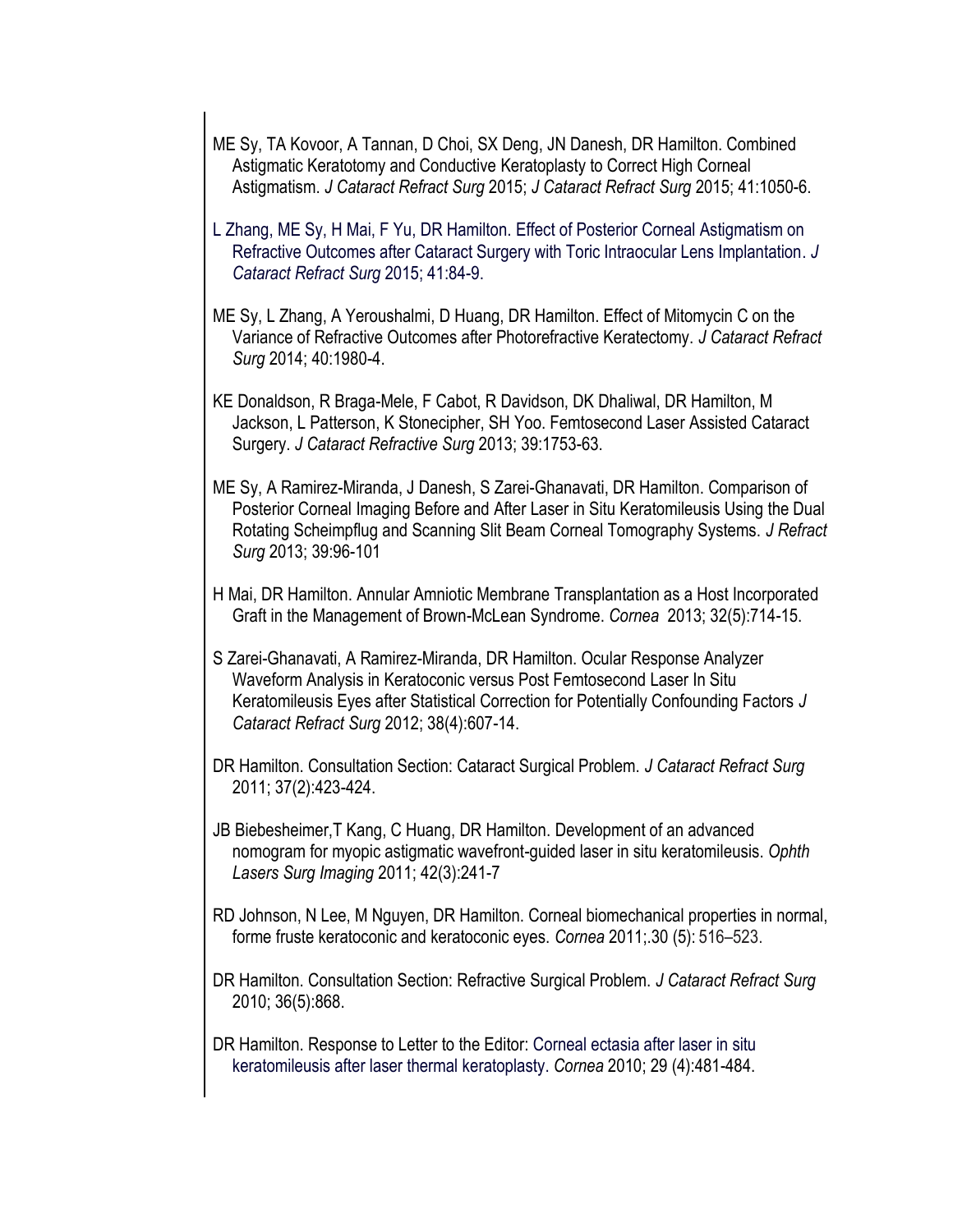ME Sy, TA Kovoor, A Tannan, D Choi, SX Deng, JN Danesh, DR Hamilton. Combined Astigmatic Keratotomy and Conductive Keratoplasty to Correct High Corneal Astigmatism. *J Cataract Refract Surg* 2015; *J Cataract Refract Surg* 2015; 41:1050-6.

L Zhang, ME Sy, H Mai, F Yu, DR Hamilton. Effect of Posterior Corneal Astigmatism on Refractive Outcomes after Cataract Surgery with Toric Intraocular Lens Implantation. *J Cataract Refract Surg* 2015; 41:84-9.

ME Sy, L Zhang, A Yeroushalmi, D Huang, DR Hamilton. Effect of Mitomycin C on the Variance of Refractive Outcomes after Photorefractive Keratectomy. *J Cataract Refract Surg* 2014; 40:1980-4.

KE Donaldson, R Braga-Mele, F Cabot, R Davidson, DK Dhaliwal, DR Hamilton, M Jackson, L Patterson, K Stonecipher, SH Yoo. Femtosecond Laser Assisted Cataract Surgery. *J Cataract Refractive Surg* 2013; 39:1753-63.

ME Sy, A Ramirez-Miranda, J Danesh, S Zarei-Ghanavati, DR Hamilton. Comparison of Posterior Corneal Imaging Before and After Laser in Situ Keratomileusis Using the Dual Rotating Scheimpflug and Scanning Slit Beam Corneal Tomography Systems. *J Refract Surg* 2013; 39:96-101

H Mai, DR Hamilton. Annular Amniotic Membrane Transplantation as a Host Incorporated Graft in the Management of Brown-McLean Syndrome. *Cornea* 2013; 32(5):714-15.

S Zarei-Ghanavati, A Ramirez-Miranda, DR Hamilton. Ocular Response Analyzer Waveform Analysis in Keratoconic versus Post Femtosecond Laser In Situ Keratomileusis Eyes after Statistical Correction for Potentially Confounding Factors *J Cataract Refract Surg* 2012; 38(4):607-14.

DR Hamilton. Consultation Section: Cataract Surgical Problem. *J Cataract Refract Surg* 2011; 37(2):423-424.

JB Biebesheimer,T Kang, C Huang, DR Hamilton. Development of an advanced nomogram for myopic astigmatic wavefront-guided laser in situ keratomileusis. *Ophth Lasers Surg Imaging* 2011; 42(3):241-7

RD Johnson, N Lee, M Nguyen, DR Hamilton. Corneal biomechanical properties in normal, forme fruste keratoconic and keratoconic eyes. *Cornea* 2011;.30 (5): 516–523.

DR Hamilton. Consultation Section: Refractive Surgical Problem. *J Cataract Refract Surg* 2010; 36(5):868.

DR Hamilton. Response to Letter to the Editor: Corneal ectasia after laser in situ keratomileusis after laser thermal keratoplasty. *Cornea* 2010; 29 (4):481-484.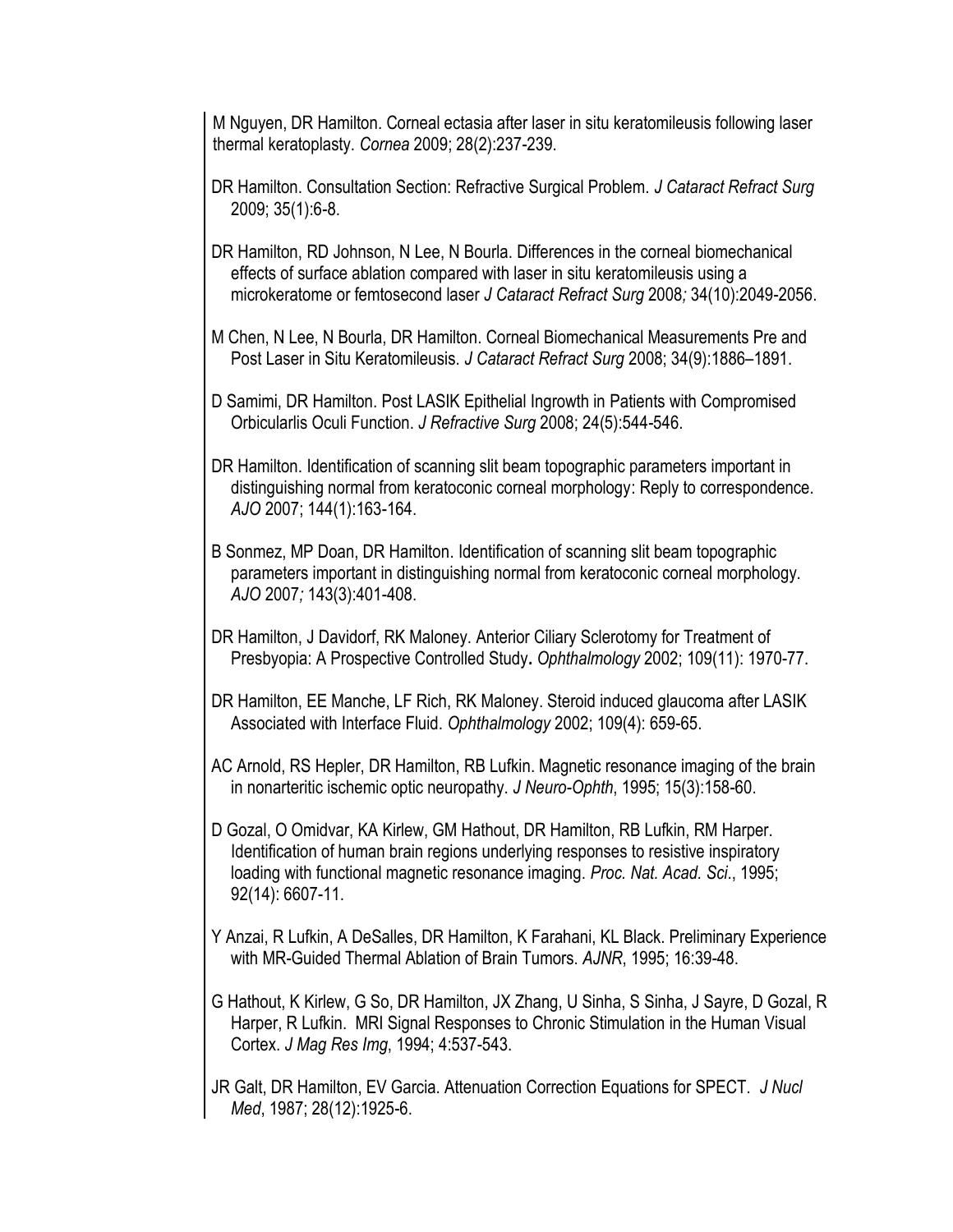M Nguyen, DR Hamilton. Corneal ectasia after laser in situ keratomileusis following laser thermal keratoplasty. *Cornea* 2009; 28(2):237-239.

DR Hamilton. Consultation Section: Refractive Surgical Problem. *J Cataract Refract Surg* 2009; 35(1):6-8.

DR Hamilton, RD Johnson, N Lee, N Bourla. Differences in the corneal biomechanical effects of surface ablation compared with laser in situ keratomileusis using a microkeratome or femtosecond laser *J Cataract Refract Surg* 2008*;* 34(10):2049-2056.

M Chen, N Lee, N Bourla, DR Hamilton. Corneal Biomechanical Measurements Pre and Post Laser in Situ Keratomileusis. *J Cataract Refract Surg* 2008; 34(9):1886–1891.

D Samimi, DR Hamilton. Post LASIK Epithelial Ingrowth in Patients with Compromised Orbicularlis Oculi Function. *J Refractive Surg* 2008; 24(5):544-546.

DR Hamilton. Identification of scanning slit beam topographic parameters important in distinguishing normal from keratoconic corneal morphology: Reply to correspondence. *AJO* 2007; 144(1):163-164.

B Sonmez, MP Doan, DR Hamilton. Identification of scanning slit beam topographic parameters important in distinguishing normal from keratoconic corneal morphology. *AJO* 2007*;* 143(3):401-408.

DR Hamilton, J Davidorf, RK Maloney. Anterior Ciliary Sclerotomy for Treatment of Presbyopia: A Prospective Controlled Study**.** *Ophthalmology* 2002; 109(11): 1970-77.

DR Hamilton, EE Manche, LF Rich, RK Maloney. Steroid induced glaucoma after LASIK Associated with Interface Fluid. *Ophthalmology* 2002; 109(4): 659-65.

AC Arnold, RS Hepler, DR Hamilton, RB Lufkin. Magnetic resonance imaging of the brain in nonarteritic ischemic optic neuropathy. *J Neuro-Ophth*, 1995; 15(3):158-60.

D Gozal, O Omidvar, KA Kirlew, GM Hathout, DR Hamilton, RB Lufkin, RM Harper. Identification of human brain regions underlying responses to resistive inspiratory loading with functional magnetic resonance imaging. *Proc. Nat. Acad. Sci*., 1995; 92(14): 6607-11.

Y Anzai, R Lufkin, A DeSalles, DR Hamilton, K Farahani, KL Black. Preliminary Experience with MR-Guided Thermal Ablation of Brain Tumors. *AJNR*, 1995; 16:39-48.

G Hathout, K Kirlew, G So, DR Hamilton, JX Zhang, U Sinha, S Sinha, J Sayre, D Gozal, R Harper, R Lufkin. MRI Signal Responses to Chronic Stimulation in the Human Visual Cortex. *J Mag Res Img*, 1994; 4:537-543.

JR Galt, DR Hamilton, EV Garcia. Attenuation Correction Equations for SPECT. *J Nucl Med*, 1987; 28(12):1925-6.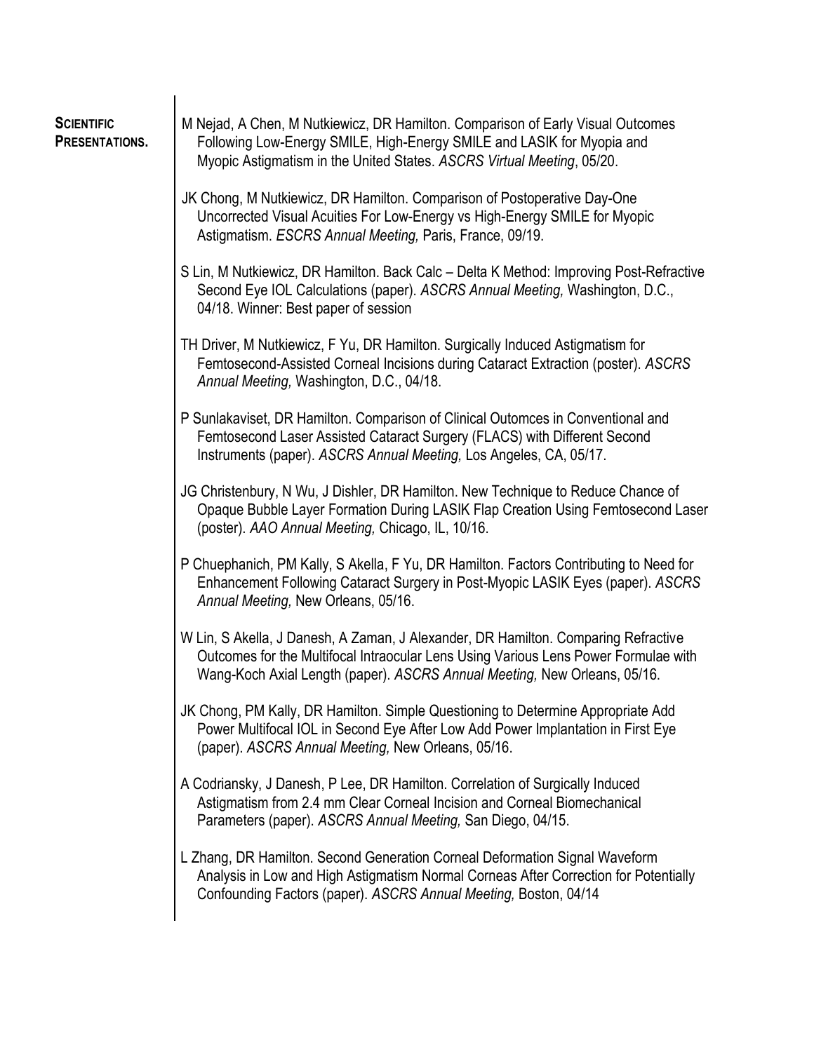**SCIENTIFIC PRESENTATIONS.**

M Nejad, A Chen, M Nutkiewicz, DR Hamilton. Comparison of Early Visual Outcomes Following Low-Energy SMILE, High-Energy SMILE and LASIK for Myopia and Myopic Astigmatism in the United States. *ASCRS Virtual Meeting*, 05/20.

JK Chong, M Nutkiewicz, DR Hamilton. Comparison of Postoperative Day-One Uncorrected Visual Acuities For Low-Energy vs High-Energy SMILE for Myopic Astigmatism. *ESCRS Annual Meeting,* Paris, France, 09/19.

S Lin, M Nutkiewicz, DR Hamilton. Back Calc – Delta K Method: Improving Post-Refractive Second Eye IOL Calculations (paper). *ASCRS Annual Meeting,* Washington, D.C., 04/18. Winner: Best paper of session

TH Driver, M Nutkiewicz, F Yu, DR Hamilton. Surgically Induced Astigmatism for Femtosecond-Assisted Corneal Incisions during Cataract Extraction (poster). *ASCRS Annual Meeting,* Washington, D.C., 04/18.

P Sunlakaviset, DR Hamilton. Comparison of Clinical Outomces in Conventional and Femtosecond Laser Assisted Cataract Surgery (FLACS) with Different Second Instruments (paper). *ASCRS Annual Meeting,* Los Angeles, CA, 05/17.

JG Christenbury, N Wu, J Dishler, DR Hamilton. New Technique to Reduce Chance of Opaque Bubble Layer Formation During LASIK Flap Creation Using Femtosecond Laser (poster). *AAO Annual Meeting,* Chicago, IL, 10/16.

P Chuephanich, PM Kally, S Akella, F Yu, DR Hamilton. Factors Contributing to Need for Enhancement Following Cataract Surgery in Post-Myopic LASIK Eyes (paper). *ASCRS Annual Meeting,* New Orleans, 05/16.

W Lin, S Akella, J Danesh, A Zaman, J Alexander, DR Hamilton. Comparing Refractive Outcomes for the Multifocal Intraocular Lens Using Various Lens Power Formulae with Wang-Koch Axial Length (paper). *ASCRS Annual Meeting,* New Orleans, 05/16.

JK Chong, PM Kally, DR Hamilton. Simple Questioning to Determine Appropriate Add Power Multifocal IOL in Second Eye After Low Add Power Implantation in First Eye (paper). *ASCRS Annual Meeting,* New Orleans, 05/16.

A Codriansky, J Danesh, P Lee, DR Hamilton. Correlation of Surgically Induced Astigmatism from 2.4 mm Clear Corneal Incision and Corneal Biomechanical Parameters (paper). *ASCRS Annual Meeting,* San Diego, 04/15.

L Zhang, DR Hamilton. Second Generation Corneal Deformation Signal Waveform Analysis in Low and High Astigmatism Normal Corneas After Correction for Potentially Confounding Factors (paper). *ASCRS Annual Meeting,* Boston, 04/14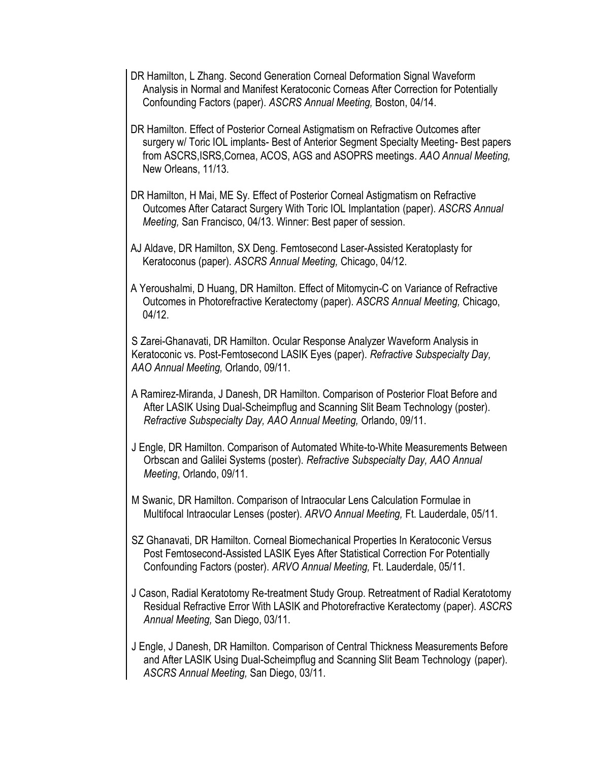DR Hamilton, L Zhang. Second Generation Corneal Deformation Signal Waveform Analysis in Normal and Manifest Keratoconic Corneas After Correction for Potentially Confounding Factors (paper). *ASCRS Annual Meeting,* Boston, 04/14.

DR Hamilton. Effect of Posterior Corneal Astigmatism on Refractive Outcomes after surgery w/ Toric IOL implants- Best of Anterior Segment Specialty Meeting- Best papers from ASCRS,ISRS,Cornea, ACOS, AGS and ASOPRS meetings. *AAO Annual Meeting,* New Orleans, 11/13.

DR Hamilton, H Mai, ME Sy. Effect of Posterior Corneal Astigmatism on Refractive Outcomes After Cataract Surgery With Toric IOL Implantation (paper). *ASCRS Annual Meeting,* San Francisco, 04/13. Winner: Best paper of session.

AJ Aldave, DR Hamilton, SX Deng. Femtosecond Laser-Assisted Keratoplasty for Keratoconus (paper). *ASCRS Annual Meeting,* Chicago, 04/12.

A Yeroushalmi, D Huang, DR Hamilton. Effect of Mitomycin-C on Variance of Refractive Outcomes in Photorefractive Keratectomy (paper). *ASCRS Annual Meeting,* Chicago, 04/12.

S Zarei-Ghanavati, DR Hamilton. Ocular Response Analyzer Waveform Analysis in Keratoconic vs. Post-Femtosecond LASIK Eyes (paper). *Refractive Subspecialty Day, AAO Annual Meeting,* Orlando, 09/11.

A Ramirez-Miranda, J Danesh, DR Hamilton. Comparison of Posterior Float Before and After LASIK Using Dual-Scheimpflug and Scanning Slit Beam Technology (poster). *Refractive Subspecialty Day, AAO Annual Meeting,* Orlando, 09/11.

J Engle, DR Hamilton. Comparison of Automated White-to-White Measurements Between Orbscan and Galilei Systems (poster). *Refractive Subspecialty Day, AAO Annual Meeting*, Orlando, 09/11.

M Swanic, DR Hamilton. Comparison of Intraocular Lens Calculation Formulae in Multifocal Intraocular Lenses (poster). *ARVO Annual Meeting,* Ft. Lauderdale, 05/11.

SZ Ghanavati, DR Hamilton. Corneal Biomechanical Properties In Keratoconic Versus Post Femtosecond-Assisted LASIK Eyes After Statistical Correction For Potentially Confounding Factors (poster). *ARVO Annual Meeting,* Ft. Lauderdale, 05/11.

J Cason, Radial Keratotomy Re-treatment Study Group. Retreatment of Radial Keratotomy Residual Refractive Error With LASIK and Photorefractive Keratectomy (paper). *ASCRS Annual Meeting,* San Diego, 03/11.

J Engle, J Danesh, DR Hamilton. Comparison of Central Thickness Measurements Before and After LASIK Using Dual-Scheimpflug and Scanning Slit Beam Technology (paper). *ASCRS Annual Meeting,* San Diego, 03/11.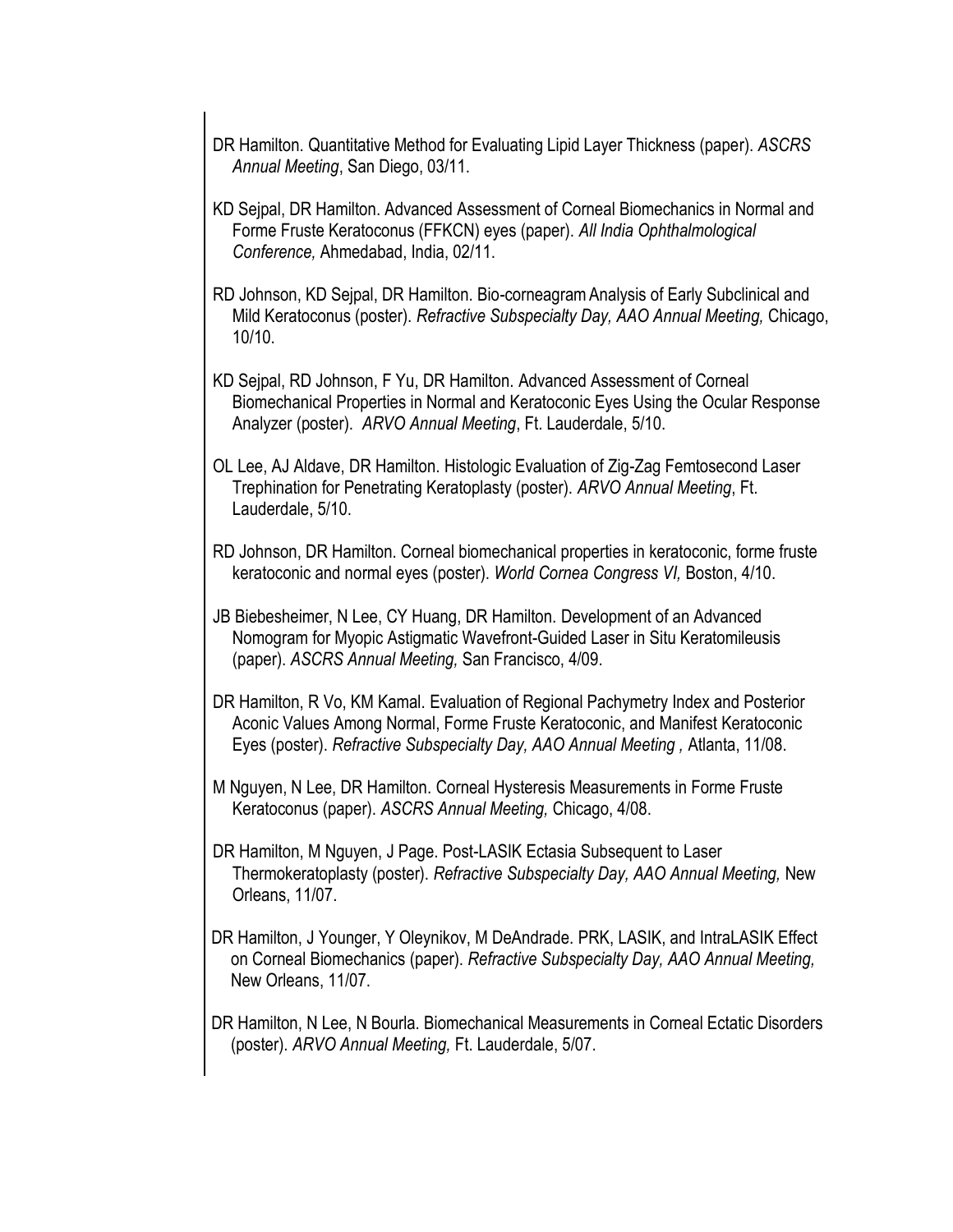DR Hamilton. Quantitative Method for Evaluating Lipid Layer Thickness (paper). *ASCRS Annual Meeting*, San Diego, 03/11.

KD Sejpal, DR Hamilton. Advanced Assessment of Corneal Biomechanics in Normal and Forme Fruste Keratoconus (FFKCN) eyes (paper). *All India Ophthalmological Conference,* Ahmedabad, India, 02/11.

RD Johnson, KD Sejpal, DR Hamilton. Bio-corneagram Analysis of Early Subclinical and Mild Keratoconus (poster). *Refractive Subspecialty Day, AAO Annual Meeting,* Chicago, 10/10.

KD Sejpal, RD Johnson, F Yu, DR Hamilton. Advanced Assessment of Corneal Biomechanical Properties in Normal and Keratoconic Eyes Using the Ocular Response Analyzer (poster). *ARVO Annual Meeting*, Ft. Lauderdale, 5/10.

OL Lee, AJ Aldave, DR Hamilton. Histologic Evaluation of Zig-Zag Femtosecond Laser Trephination for Penetrating Keratoplasty (poster). *ARVO Annual Meeting*, Ft. Lauderdale, 5/10.

RD Johnson, DR Hamilton. Corneal biomechanical properties in keratoconic, forme fruste keratoconic and normal eyes (poster). *World Cornea Congress VI,* Boston, 4/10.

JB Biebesheimer, N Lee, CY Huang, DR Hamilton. Development of an Advanced Nomogram for Myopic Astigmatic Wavefront-Guided Laser in Situ Keratomileusis (paper). *ASCRS Annual Meeting,* San Francisco, 4/09.

DR Hamilton, R Vo, KM Kamal. Evaluation of Regional Pachymetry Index and Posterior Aconic Values Among Normal, Forme Fruste Keratoconic, and Manifest Keratoconic Eyes (poster). *Refractive Subspecialty Day, AAO Annual Meeting ,* Atlanta, 11/08.

M Nguyen, N Lee, DR Hamilton. Corneal Hysteresis Measurements in Forme Fruste Keratoconus (paper). *ASCRS Annual Meeting,* Chicago, 4/08.

DR Hamilton, M Nguyen, J Page. Post-LASIK Ectasia Subsequent to Laser Thermokeratoplasty (poster). *Refractive Subspecialty Day, AAO Annual Meeting,* New Orleans, 11/07.

DR Hamilton, J Younger, Y Oleynikov, M DeAndrade. PRK, LASIK, and IntraLASIK Effect on Corneal Biomechanics (paper). *Refractive Subspecialty Day, AAO Annual Meeting,* New Orleans, 11/07.

DR Hamilton, N Lee, N Bourla. Biomechanical Measurements in Corneal Ectatic Disorders (poster). *ARVO Annual Meeting,* Ft. Lauderdale, 5/07.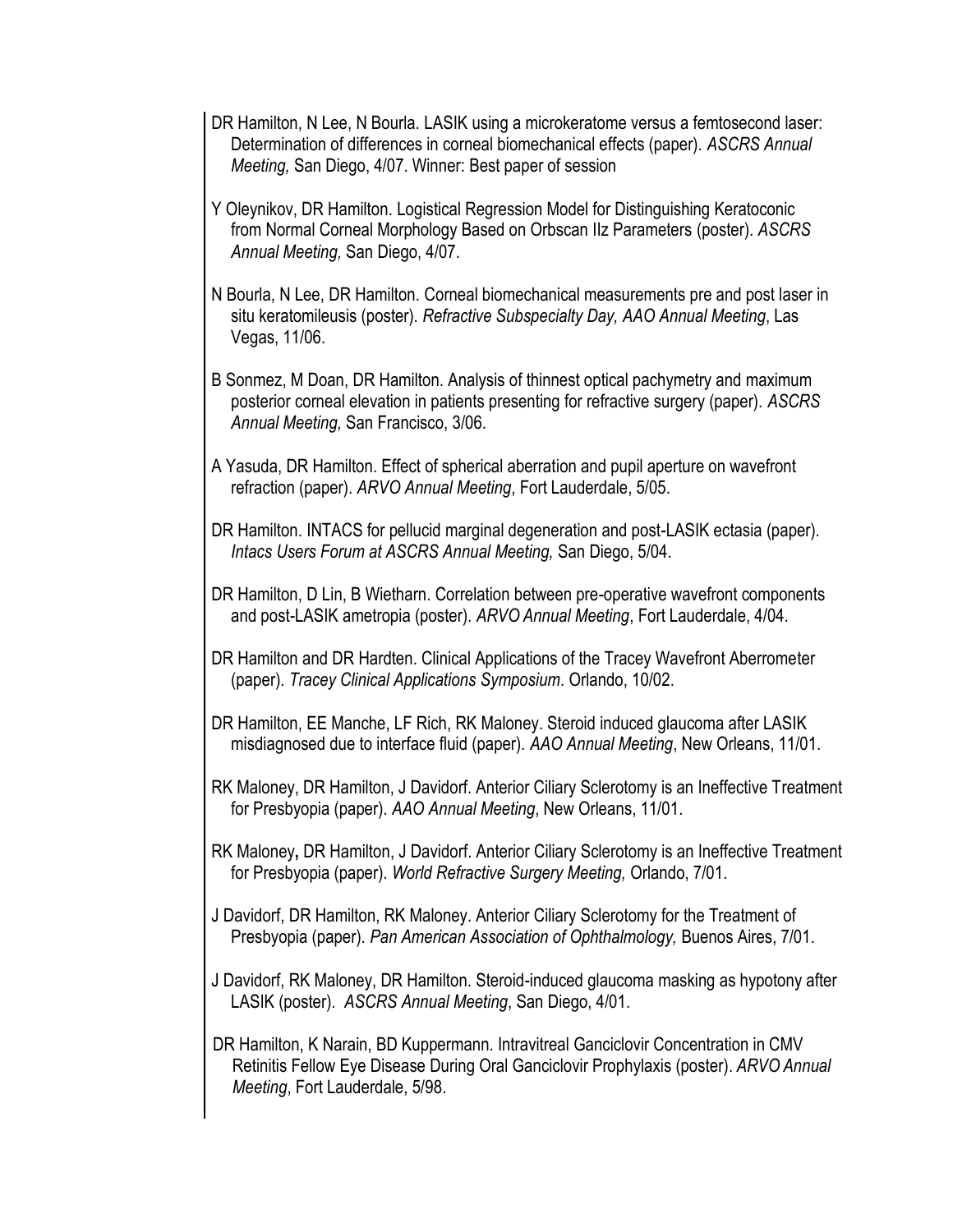DR Hamilton, N Lee, N Bourla. LASIK using a microkeratome versus a femtosecond laser: Determination of differences in corneal biomechanical effects (paper). *ASCRS Annual Meeting,* San Diego, 4/07. Winner: Best paper of session

Y Oleynikov, DR Hamilton. Logistical Regression Model for Distinguishing Keratoconic from Normal Corneal Morphology Based on Orbscan IIz Parameters (poster). *ASCRS Annual Meeting,* San Diego, 4/07.

N Bourla, N Lee, DR Hamilton. Corneal biomechanical measurements pre and post laser in situ keratomileusis (poster). *Refractive Subspecialty Day, AAO Annual Meeting*, Las Vegas, 11/06.

B Sonmez, M Doan, DR Hamilton. Analysis of thinnest optical pachymetry and maximum posterior corneal elevation in patients presenting for refractive surgery (paper). *ASCRS Annual Meeting,* San Francisco, 3/06.

A Yasuda, DR Hamilton. Effect of spherical aberration and pupil aperture on wavefront refraction (paper). *ARVO Annual Meeting*, Fort Lauderdale, 5/05.

DR Hamilton. INTACS for pellucid marginal degeneration and post-LASIK ectasia (paper). *Intacs Users Forum at ASCRS Annual Meeting,* San Diego, 5/04.

DR Hamilton, D Lin, B Wietharn. Correlation between pre-operative wavefront components and post-LASIK ametropia (poster). *ARVO Annual Meeting*, Fort Lauderdale, 4/04.

DR Hamilton and DR Hardten. Clinical Applications of the Tracey Wavefront Aberrometer (paper). *Tracey Clinical Applications Symposium*. Orlando, 10/02.

DR Hamilton, EE Manche, LF Rich, RK Maloney. Steroid induced glaucoma after LASIK misdiagnosed due to interface fluid (paper). *AAO Annual Meeting*, New Orleans, 11/01.

RK Maloney, DR Hamilton, J Davidorf. Anterior Ciliary Sclerotomy is an Ineffective Treatment for Presbyopia (paper). *AAO Annual Meeting*, New Orleans, 11/01.

RK Maloney**,** DR Hamilton, J Davidorf. Anterior Ciliary Sclerotomy is an Ineffective Treatment for Presbyopia (paper). *World Refractive Surgery Meeting,* Orlando, 7/01.

J Davidorf, DR Hamilton, RK Maloney. Anterior Ciliary Sclerotomy for the Treatment of Presbyopia (paper). *Pan American Association of Ophthalmology,* Buenos Aires, 7/01.

J Davidorf, RK Maloney, DR Hamilton. Steroid-induced glaucoma masking as hypotony after LASIK (poster). *ASCRS Annual Meeting*, San Diego, 4/01.

DR Hamilton, K Narain, BD Kuppermann. Intravitreal Ganciclovir Concentration in CMV Retinitis Fellow Eye Disease During Oral Ganciclovir Prophylaxis (poster). *ARVO Annual Meeting*, Fort Lauderdale, 5/98.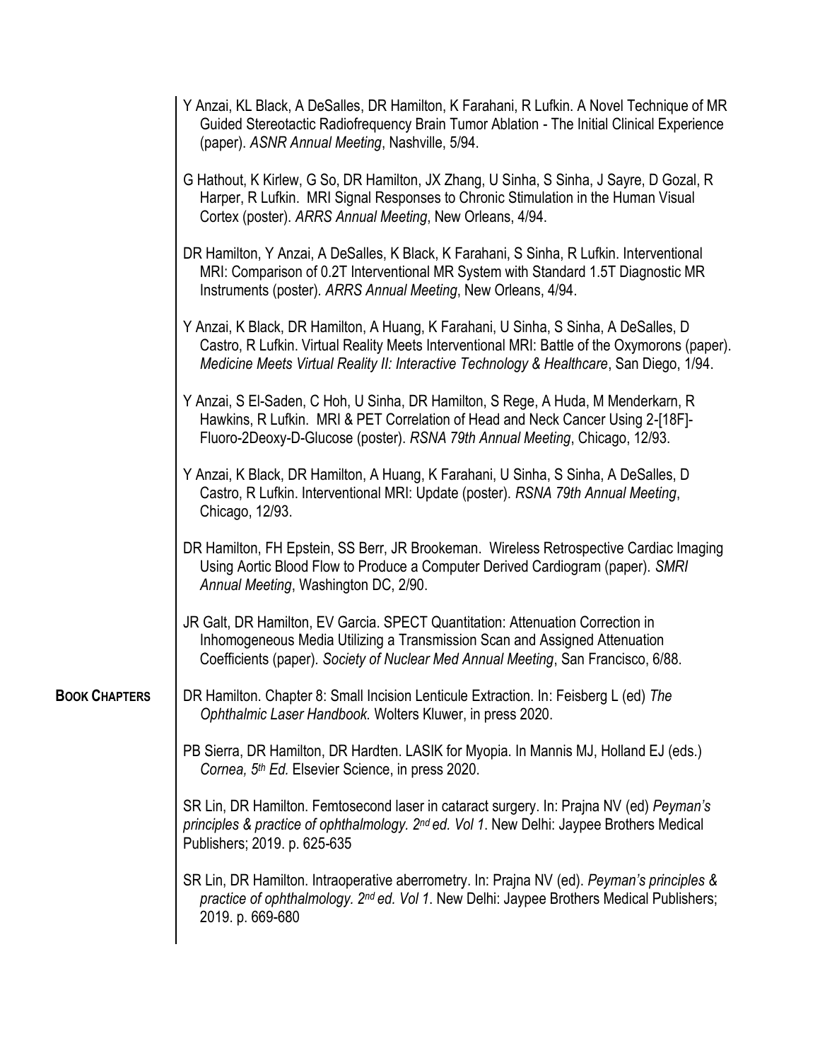Y Anzai, KL Black, A DeSalles, DR Hamilton, K Farahani, R Lufkin. A Novel Technique of MR Guided Stereotactic Radiofrequency Brain Tumor Ablation - The Initial Clinical Experience (paper). *ASNR Annual Meeting*, Nashville, 5/94.

G Hathout, K Kirlew, G So, DR Hamilton, JX Zhang, U Sinha, S Sinha, J Sayre, D Gozal, R Harper, R Lufkin. MRI Signal Responses to Chronic Stimulation in the Human Visual Cortex (poster). *ARRS Annual Meeting*, New Orleans, 4/94.

DR Hamilton, Y Anzai, A DeSalles, K Black, K Farahani, S Sinha, R Lufkin. Interventional MRI: Comparison of 0.2T Interventional MR System with Standard 1.5T Diagnostic MR Instruments (poster). *ARRS Annual Meeting*, New Orleans, 4/94.

Y Anzai, K Black, DR Hamilton, A Huang, K Farahani, U Sinha, S Sinha, A DeSalles, D Castro, R Lufkin. Virtual Reality Meets Interventional MRI: Battle of the Oxymorons (paper). *Medicine Meets Virtual Reality II: Interactive Technology & Healthcare*, San Diego, 1/94.

Y Anzai, S El-Saden, C Hoh, U Sinha, DR Hamilton, S Rege, A Huda, M Menderkarn, R Hawkins, R Lufkin. MRI & PET Correlation of Head and Neck Cancer Using 2-[18F]-Fluoro-2Deoxy-D-Glucose (poster). *RSNA 79th Annual Meeting*, Chicago, 12/93.

Y Anzai, K Black, DR Hamilton, A Huang, K Farahani, U Sinha, S Sinha, A DeSalles, D Castro, R Lufkin. Interventional MRI: Update (poster). *RSNA 79th Annual Meeting*, Chicago, 12/93.

DR Hamilton, FH Epstein, SS Berr, JR Brookeman. Wireless Retrospective Cardiac Imaging Using Aortic Blood Flow to Produce a Computer Derived Cardiogram (paper). *SMRI Annual Meeting*, Washington DC, 2/90.

JR Galt, DR Hamilton, EV Garcia. SPECT Quantitation: Attenuation Correction in Inhomogeneous Media Utilizing a Transmission Scan and Assigned Attenuation Coefficients (paper). *Society of Nuclear Med Annual Meeting*, San Francisco, 6/88.

## Book Chapters

DR Hamilton. Chapter 8: Small Incision Lenticule Extraction. In: Feisberg L (ed) *The Ophthalmic Laser Handbook.* Wolters Kluwer, in press 2020.

PB Sierra, DR Hamilton, DR Hardten. LASIK for Myopia. In Mannis MJ, Holland EJ (eds.) *Cornea, 5th Ed.* Elsevier Science, in press 2020.

SR Lin, DR Hamilton. Femtosecond laser in cataract surgery. In: Prajna NV (ed) *Peyman's principles & practice of ophthalmology. 2nd ed. Vol 1*. New Delhi: Jaypee Brothers Medical Publishers; 2019. p. 625-635

SR Lin, DR Hamilton. Intraoperative aberrometry. In: Prajna NV (ed). *Peyman's principles & practice of ophthalmology. 2nd ed. Vol 1*. New Delhi: Jaypee Brothers Medical Publishers; 2019. p. 669-680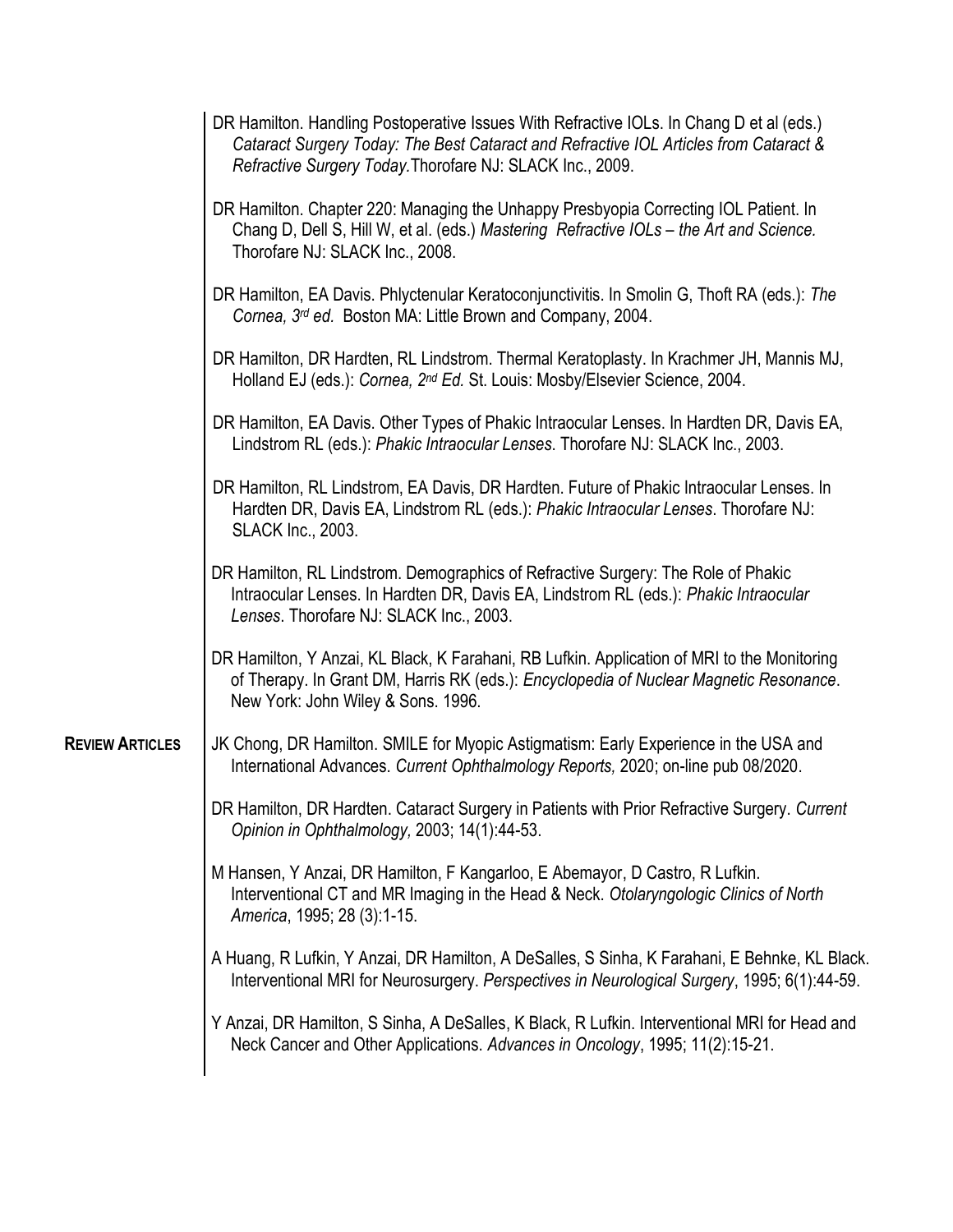DR Hamilton. Handling Postoperative Issues With Refractive IOLs. In Chang D et al (eds.) *Cataract Surgery Today: The Best Cataract and Refractive IOL Articles from Cataract & Refractive Surgery Today.* Thorofare NJ: SLACK Inc., 2009.

DR Hamilton. Chapter 220: Managing the Unhappy Presbyopia Correcting IOL Patient. In Chang D, Dell S, Hill W, et al. (eds.) *Mastering Refractive IOLs – the Art and Science.* Thorofare NJ: SLACK Inc., 2008.

DR Hamilton, EA Davis. Phlyctenular Keratoconjunctivitis. In Smolin G, Thoft RA (eds.): *The Cornea, 3rd ed.* Boston MA: Little Brown and Company, 2004.

DR Hamilton, DR Hardten, RL Lindstrom. Thermal Keratoplasty. In Krachmer JH, Mannis MJ, Holland EJ (eds.): *Cornea, 2nd Ed.* St. Louis: Mosby/Elsevier Science, 2004.

DR Hamilton, EA Davis. Other Types of Phakic Intraocular Lenses. In Hardten DR, Davis EA, Lindstrom RL (eds.): *Phakic Intraocular Lenses*. Thorofare NJ: SLACK Inc., 2003.

DR Hamilton, RL Lindstrom, EA Davis, DR Hardten. Future of Phakic Intraocular Lenses. In Hardten DR, Davis EA, Lindstrom RL (eds.): *Phakic Intraocular Lenses*. Thorofare NJ: SLACK Inc., 2003.

DR Hamilton, RL Lindstrom. Demographics of Refractive Surgery: The Role of Phakic Intraocular Lenses. In Hardten DR, Davis EA, Lindstrom RL (eds.): *Phakic Intraocular Lenses*. Thorofare NJ: SLACK Inc., 2003.

DR Hamilton, Y Anzai, KL Black, K Farahani, RB Lufkin. Application of MRI to the Monitoring of Therapy. In Grant DM, Harris RK (eds.): *Encyclopedia of Nuclear Magnetic Resonance*. New York: John Wiley & Sons. 1996.

## REVIEW ARTICLES

JK Chong, DR Hamilton. SMILE for Myopic Astigmatism: Early Experience in the USA and International Advances. *Current Ophthalmology Reports,* 2020; on-line pub 08/2020.

DR Hamilton, DR Hardten. Cataract Surgery in Patients with Prior Refractive Surgery. *Current Opinion in Ophthalmology,* 2003; 14(1):44-53.

M Hansen, Y Anzai, DR Hamilton, F Kangarloo, E Abemayor, D Castro, R Lufkin. Interventional CT and MR Imaging in the Head & Neck. *Otolaryngologic Clinics of North America*, 1995; 28 (3):1-15.

A Huang, R Lufkin, Y Anzai, DR Hamilton, A DeSalles, S Sinha, K Farahani, E Behnke, KL Black. Interventional MRI for Neurosurgery. *Perspectives in Neurological Surgery*, 1995; 6(1):44-59.

Y Anzai, DR Hamilton, S Sinha, A DeSalles, K Black, R Lufkin. Interventional MRI for Head and Neck Cancer and Other Applications. *Advances in Oncology*, 1995; 11(2):15-21.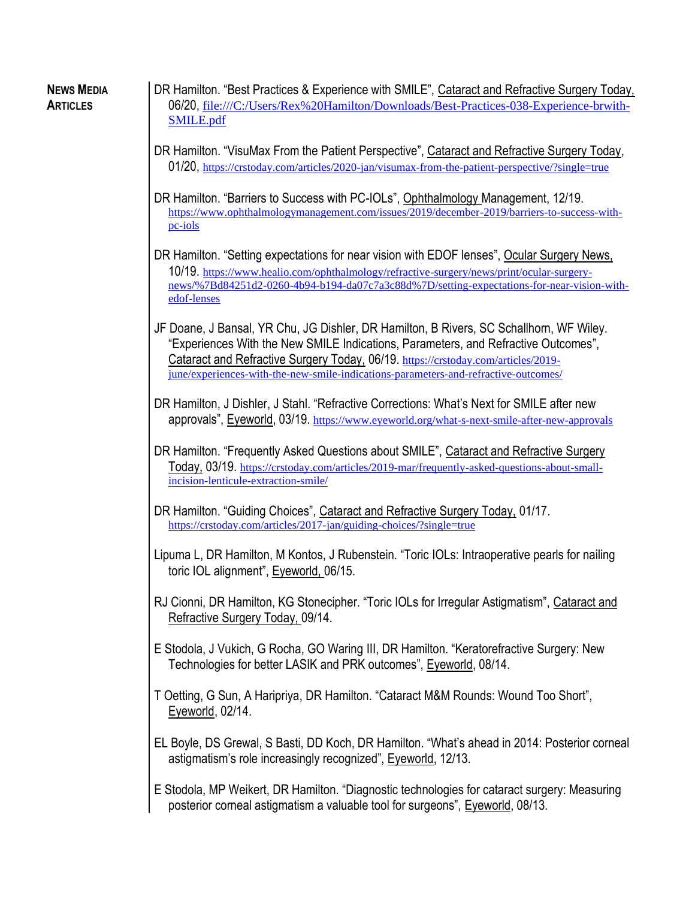**NEWS MEDIA ARTICLES**

DR Hamilton. "Best Practices & Experience with SMILE", Cataract and Refractive Surgery Today, 06/20, file:///C:/Users/Rex%20Hamilton/Downloads/Best-Practices-038-Experience-brwith-SMILE.pdf

DR Hamilton. "VisuMax From the Patient Perspective", Cataract and Refractive Surgery Today, 01/20, https://crstoday.com/articles/2020-jan/visumax-from-the-patient-perspective/?single=true

DR Hamilton. "Barriers to Success with PC-IOLs", Ophthalmology Management, 12/19. https://www.ophthalmologymanagement.com/issues/2019/december-2019/barriers-to-success-with-pc-iols

DR Hamilton. "Setting expectations for near vision with EDOF lenses", Ocular Surgery News, 10/19. https://www.healio.com/ophthalmology/refractive-surgery/news/print/ocular-surgery-news/%7Bd84251d2-0260-4b94-b194-da07c7a3c88d%7D/setting-expectations-for-near-vision-with-edof-lenses

JF Doane, J Bansal, YR Chu, JG Dishler, DR Hamilton, B Rivers, SC Schallhorn, WF Wiley. "Experiences With the New SMILE Indications, Parameters, and Refractive Outcomes", Cataract and Refractive Surgery Today, 06/19. https://crstoday.com/articles/2019-june/experiences-with-the-new-smile-indications-parameters-and-refractive-outcomes/

DR Hamilton, J Dishler, J Stahl. "Refractive Corrections: What's Next for SMILE after new approvals", Eyeworld, 03/19. https://www.eyeworld.org/what-s-next-smile-after-new-approvals

DR Hamilton. "Frequently Asked Questions about SMILE", Cataract and Refractive Surgery Today, 03/19. https://crstoday.com/articles/2019-mar/frequently-asked-questions-about-small-incision-lenticule-extraction-smile/

DR Hamilton. "Guiding Choices", Cataract and Refractive Surgery Today, 01/17. https://crstoday.com/articles/2017-jan/guiding-choices/?single=true

Lipuma L, DR Hamilton, M Kontos, J Rubenstein. "Toric IOLs: Intraoperative pearls for nailing toric IOL alignment", Eyeworld, 06/15.

RJ Cionni, DR Hamilton, KG Stonecipher. "Toric IOLs for Irregular Astigmatism", Cataract and Refractive Surgery Today, 09/14.

E Stodola, J Vukich, G Rocha, GO Waring III, DR Hamilton. "Keratorefractive Surgery: New Technologies for better LASIK and PRK outcomes", Eyeworld, 08/14.

T Oetting, G Sun, A Haripriya, DR Hamilton. "Cataract M&M Rounds: Wound Too Short", Eyeworld, 02/14.

EL Boyle, DS Grewal, S Basti, DD Koch, DR Hamilton. "What's ahead in 2014: Posterior corneal astigmatism's role increasingly recognized", Eyeworld, 12/13.

E Stodola, MP Weikert, DR Hamilton. "Diagnostic technologies for cataract surgery: Measuring posterior corneal astigmatism a valuable tool for surgeons", Eyeworld, 08/13.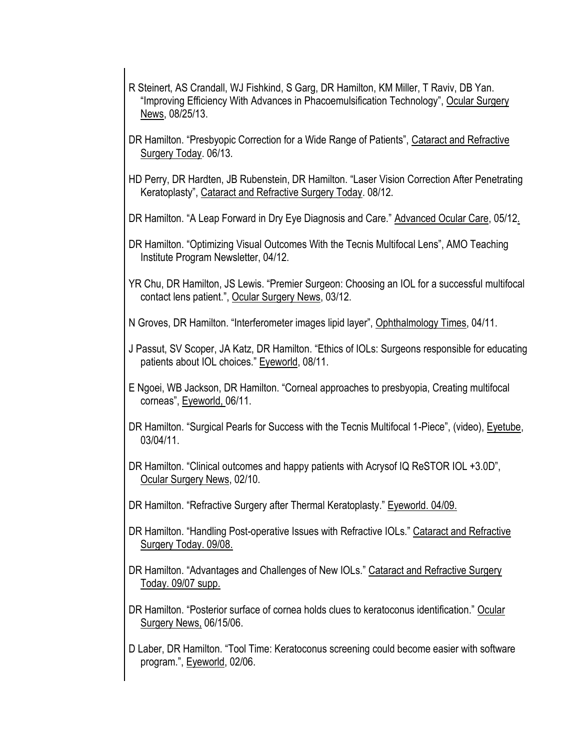R Steinert, AS Crandall, WJ Fishkind, S Garg, DR Hamilton, KM Miller, T Raviv, DB Yan. "Improving Efficiency With Advances in Phacoemulsification Technology", Ocular Surgery News, 08/25/13.

DR Hamilton. "Presbyopic Correction for a Wide Range of Patients", Cataract and Refractive Surgery Today. 06/13.

HD Perry, DR Hardten, JB Rubenstein, DR Hamilton. "Laser Vision Correction After Penetrating Keratoplasty", Cataract and Refractive Surgery Today. 08/12.

DR Hamilton. "A Leap Forward in Dry Eye Diagnosis and Care." Advanced Ocular Care, 05/12.

DR Hamilton. "Optimizing Visual Outcomes With the Tecnis Multifocal Lens", AMO Teaching Institute Program Newsletter, 04/12.

YR Chu, DR Hamilton, JS Lewis. "Premier Surgeon: Choosing an IOL for a successful multifocal contact lens patient.", Ocular Surgery News, 03/12.

N Groves, DR Hamilton. "Interferometer images lipid layer", Ophthalmology Times, 04/11.

J Passut, SV Scoper, JA Katz, DR Hamilton. "Ethics of IOLs: Surgeons responsible for educating patients about IOL choices." Eyeworld, 08/11.

E Ngoei, WB Jackson, DR Hamilton. "Corneal approaches to presbyopia, Creating multifocal corneas", Eyeworld, 06/11.

DR Hamilton. "Surgical Pearls for Success with the Tecnis Multifocal 1-Piece", (video), Eyetube, 03/04/11.

DR Hamilton. "Clinical outcomes and happy patients with Acrysof IQ ReSTOR IOL +3.0D", Ocular Surgery News, 02/10.

DR Hamilton. "Refractive Surgery after Thermal Keratoplasty." Eyeworld. 04/09.

DR Hamilton. "Handling Post-operative Issues with Refractive IOLs." Cataract and Refractive Surgery Today. 09/08.

DR Hamilton. "Advantages and Challenges of New IOLs." Cataract and Refractive Surgery Today. 09/07 supp.

DR Hamilton. "Posterior surface of cornea holds clues to keratoconus identification." Ocular Surgery News, 06/15/06.

D Laber, DR Hamilton. "Tool Time: Keratoconus screening could become easier with software program.", Eyeworld, 02/06.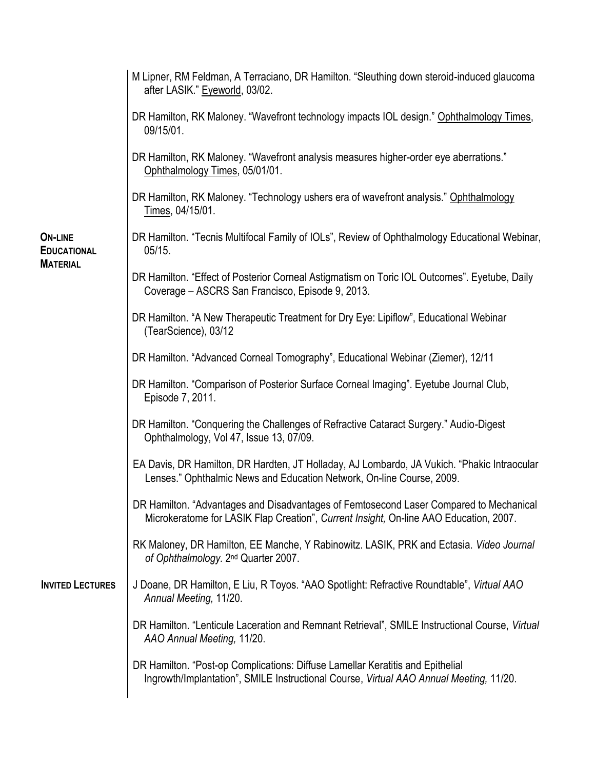M Lipner, RM Feldman, A Terraciano, DR Hamilton. "Sleuthing down steroid-induced glaucoma after LASIK." Eyeworld, 03/02.

DR Hamilton, RK Maloney. "Wavefront technology impacts IOL design." Ophthalmology Times, 09/15/01.

DR Hamilton, RK Maloney. "Wavefront analysis measures higher-order eye aberrations." Ophthalmology Times, 05/01/01.

DR Hamilton, RK Maloney. "Technology ushers era of wavefront analysis." Ophthalmology Times, 04/15/01.

## On-line Educational Material

DR Hamilton. "Tecnis Multifocal Family of IOLs", Review of Ophthalmology Educational Webinar, 05/15.

DR Hamilton. "Effect of Posterior Corneal Astigmatism on Toric IOL Outcomes". Eyetube, Daily Coverage – ASCRS San Francisco, Episode 9, 2013.

DR Hamilton. "A New Therapeutic Treatment for Dry Eye: Lipiflow", Educational Webinar (TearScience), 03/12

DR Hamilton. "Advanced Corneal Tomography", Educational Webinar (Ziemer), 12/11

DR Hamilton. "Comparison of Posterior Surface Corneal Imaging". Eyetube Journal Club, Episode 7, 2011.

DR Hamilton. "Conquering the Challenges of Refractive Cataract Surgery." Audio-Digest Ophthalmology, Vol 47, Issue 13, 07/09.

EA Davis, DR Hamilton, DR Hardten, JT Holladay, AJ Lombardo, JA Vukich. "Phakic Intraocular Lenses." Ophthalmic News and Education Network, On-line Course, 2009.

DR Hamilton. "Advantages and Disadvantages of Femtosecond Laser Compared to Mechanical Microkeratome for LASIK Flap Creation", *Current Insight,* On-line AAO Education, 2007.

RK Maloney, DR Hamilton, EE Manche, Y Rabinowitz. LASIK, PRK and Ectasia. *Video Journal of Ophthalmology.* 2nd Quarter 2007.

## Invited Lectures

J Doane, DR Hamilton, E Liu, R Toyos. "AAO Spotlight: Refractive Roundtable", *Virtual AAO Annual Meeting,* 11/20.

DR Hamilton. "Lenticule Laceration and Remnant Retrieval", SMILE Instructional Course, *Virtual AAO Annual Meeting,* 11/20.

DR Hamilton. "Post-op Complications: Diffuse Lamellar Keratitis and Epithelial Ingrowth/Implantation", SMILE Instructional Course, *Virtual AAO Annual Meeting,* 11/20.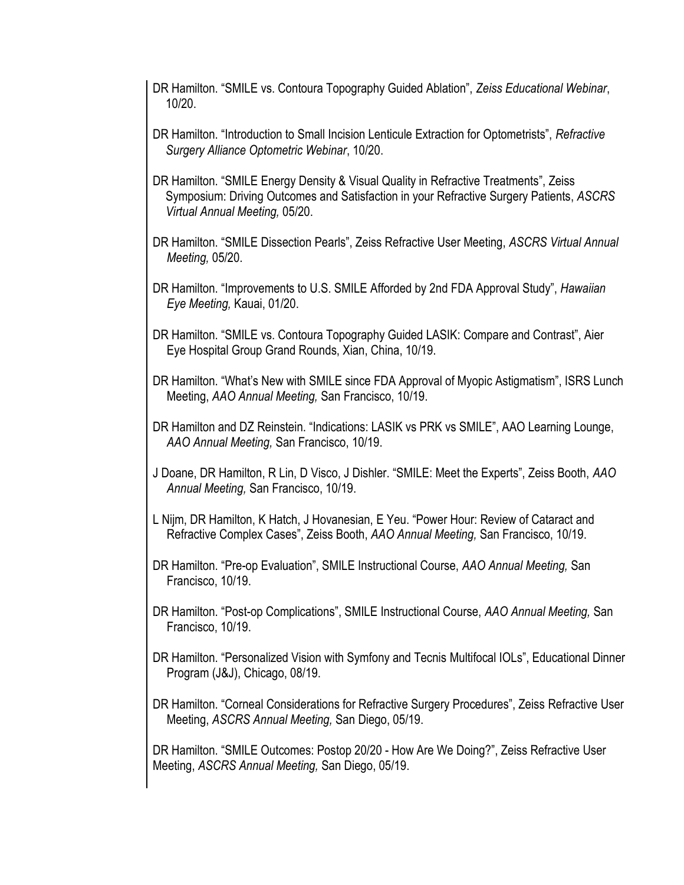DR Hamilton. “SMILE vs. Contoura Topography Guided Ablation”, *Zeiss Educational Webinar*, 10/20.

DR Hamilton. “Introduction to Small Incision Lenticule Extraction for Optometrists”, *Refractive Surgery Alliance Optometric Webinar*, 10/20.

DR Hamilton. “SMILE Energy Density & Visual Quality in Refractive Treatments”, Zeiss Symposium: Driving Outcomes and Satisfaction in your Refractive Surgery Patients, *ASCRS Virtual Annual Meeting,* 05/20.

DR Hamilton. “SMILE Dissection Pearls”, Zeiss Refractive User Meeting, *ASCRS Virtual Annual Meeting,* 05/20.

DR Hamilton. “Improvements to U.S. SMILE Afforded by 2nd FDA Approval Study”, *Hawaiian Eye Meeting,* Kauai, 01/20.

DR Hamilton. “SMILE vs. Contoura Topography Guided LASIK: Compare and Contrast”, Aier Eye Hospital Group Grand Rounds, Xian, China, 10/19.

DR Hamilton. “What’s New with SMILE since FDA Approval of Myopic Astigmatism”, ISRS Lunch Meeting, *AAO Annual Meeting,* San Francisco, 10/19.

DR Hamilton and DZ Reinstein. “Indications: LASIK vs PRK vs SMILE”, AAO Learning Lounge, *AAO Annual Meeting,* San Francisco, 10/19.

J Doane, DR Hamilton, R Lin, D Visco, J Dishler. “SMILE: Meet the Experts”, Zeiss Booth, *AAO Annual Meeting,* San Francisco, 10/19.

L Nijm, DR Hamilton, K Hatch, J Hovanesian, E Yeu. “Power Hour: Review of Cataract and Refractive Complex Cases”, Zeiss Booth, *AAO Annual Meeting,* San Francisco, 10/19.

DR Hamilton. “Pre-op Evaluation”, SMILE Instructional Course, *AAO Annual Meeting,* San Francisco, 10/19.

DR Hamilton. “Post-op Complications”, SMILE Instructional Course, *AAO Annual Meeting,* San Francisco, 10/19.

DR Hamilton. “Personalized Vision with Symfony and Tecnis Multifocal IOLs”, Educational Dinner Program (J&J), Chicago, 08/19.

DR Hamilton. “Corneal Considerations for Refractive Surgery Procedures”, Zeiss Refractive User Meeting, *ASCRS Annual Meeting,* San Diego, 05/19.

DR Hamilton. “SMILE Outcomes: Postop 20/20 - How Are We Doing?”, Zeiss Refractive User Meeting, *ASCRS Annual Meeting,* San Diego, 05/19.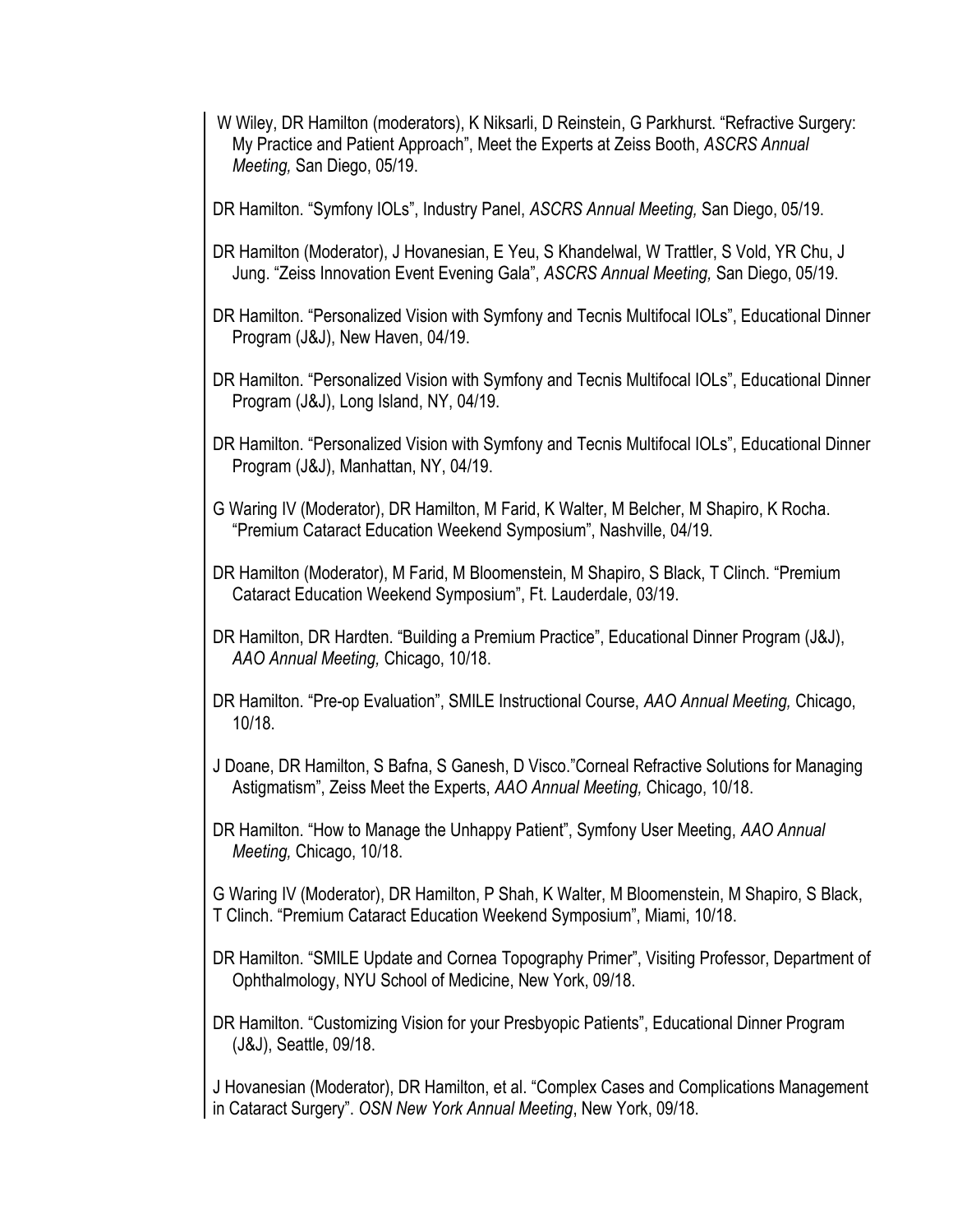W Wiley, DR Hamilton (moderators), K Niksarli, D Reinstein, G Parkhurst. "Refractive Surgery: My Practice and Patient Approach", Meet the Experts at Zeiss Booth, *ASCRS Annual Meeting,* San Diego, 05/19.

DR Hamilton. "Symfony IOLs", Industry Panel, *ASCRS Annual Meeting,* San Diego, 05/19.

DR Hamilton (Moderator), J Hovanesian, E Yeu, S Khandelwal, W Trattler, S Vold, YR Chu, J Jung. "Zeiss Innovation Event Evening Gala", *ASCRS Annual Meeting,* San Diego, 05/19.

DR Hamilton. "Personalized Vision with Symfony and Tecnis Multifocal IOLs", Educational Dinner Program (J&J), New Haven, 04/19.

DR Hamilton. "Personalized Vision with Symfony and Tecnis Multifocal IOLs", Educational Dinner Program (J&J), Long Island, NY, 04/19.

DR Hamilton. "Personalized Vision with Symfony and Tecnis Multifocal IOLs", Educational Dinner Program (J&J), Manhattan, NY, 04/19.

G Waring IV (Moderator), DR Hamilton, M Farid, K Walter, M Belcher, M Shapiro, K Rocha. "Premium Cataract Education Weekend Symposium", Nashville, 04/19.

DR Hamilton (Moderator), M Farid, M Bloomenstein, M Shapiro, S Black, T Clinch. "Premium Cataract Education Weekend Symposium", Ft. Lauderdale, 03/19.

DR Hamilton, DR Hardten. "Building a Premium Practice", Educational Dinner Program (J&J), *AAO Annual Meeting,* Chicago, 10/18.

DR Hamilton. "Pre-op Evaluation", SMILE Instructional Course, *AAO Annual Meeting,* Chicago, 10/18.

J Doane, DR Hamilton, S Bafna, S Ganesh, D Visco."Corneal Refractive Solutions for Managing Astigmatism", Zeiss Meet the Experts, *AAO Annual Meeting,* Chicago, 10/18.

DR Hamilton. "How to Manage the Unhappy Patient", Symfony User Meeting, *AAO Annual Meeting,* Chicago, 10/18.

G Waring IV (Moderator), DR Hamilton, P Shah, K Walter, M Bloomenstein, M Shapiro, S Black, T Clinch. "Premium Cataract Education Weekend Symposium", Miami, 10/18.

DR Hamilton. "SMILE Update and Cornea Topography Primer", Visiting Professor, Department of Ophthalmology, NYU School of Medicine, New York, 09/18.

DR Hamilton. "Customizing Vision for your Presbyopic Patients", Educational Dinner Program (J&J), Seattle, 09/18.

J Hovanesian (Moderator), DR Hamilton, et al. "Complex Cases and Complications Management in Cataract Surgery". *OSN New York Annual Meeting*, New York, 09/18.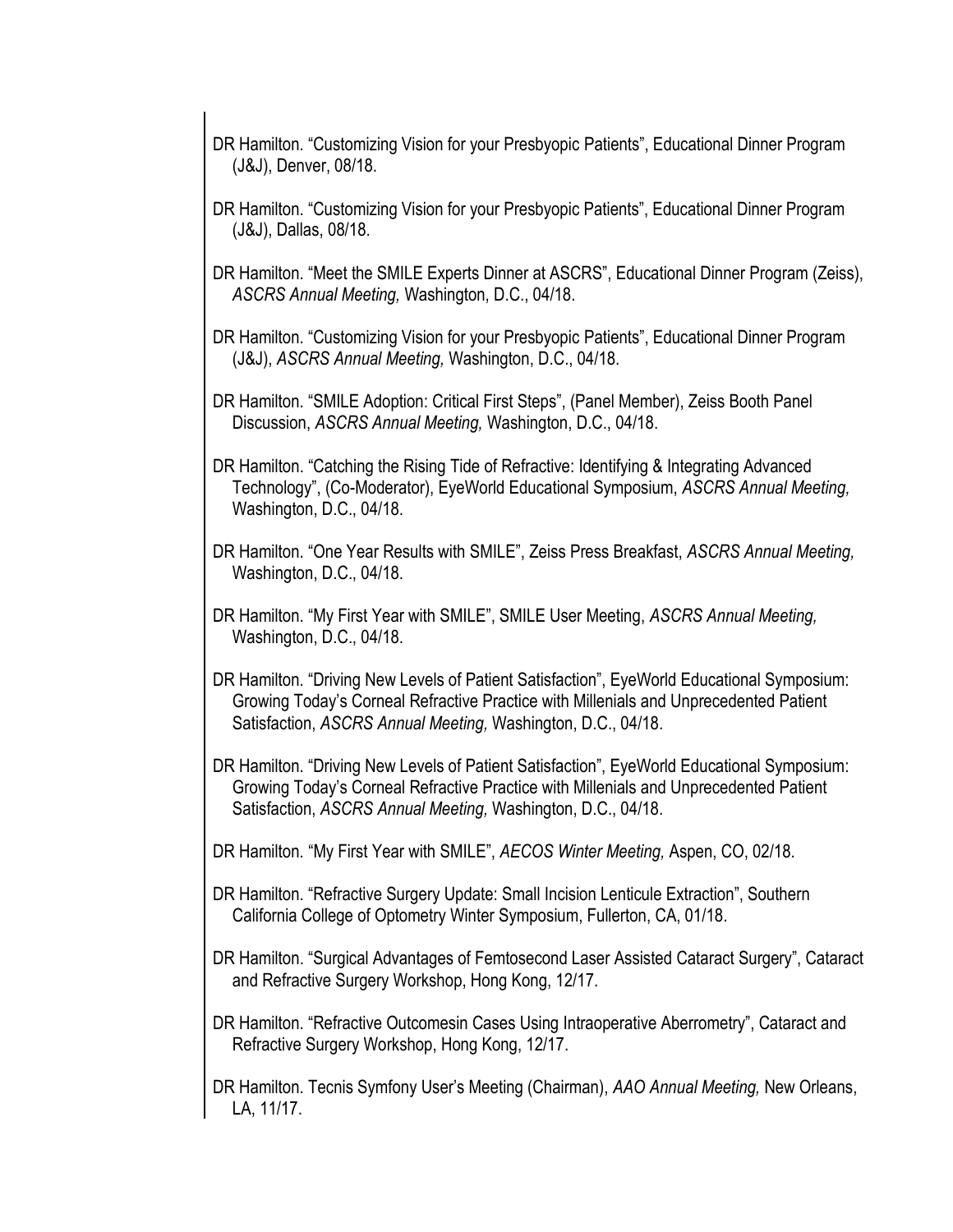DR Hamilton. “Customizing Vision for your Presbyopic Patients”, Educational Dinner Program (J&J), Denver, 08/18.

DR Hamilton. “Customizing Vision for your Presbyopic Patients”, Educational Dinner Program (J&J), Dallas, 08/18.

DR Hamilton. “Meet the SMILE Experts Dinner at ASCRS”, Educational Dinner Program (Zeiss), *ASCRS Annual Meeting,* Washington, D.C., 04/18.

DR Hamilton. “Customizing Vision for your Presbyopic Patients”, Educational Dinner Program (J&J), *ASCRS Annual Meeting,* Washington, D.C., 04/18.

DR Hamilton. “SMILE Adoption: Critical First Steps”, (Panel Member), Zeiss Booth Panel Discussion, *ASCRS Annual Meeting,* Washington, D.C., 04/18.

DR Hamilton. “Catching the Rising Tide of Refractive: Identifying & Integrating Advanced Technology”, (Co-Moderator), EyeWorld Educational Symposium, *ASCRS Annual Meeting,* Washington, D.C., 04/18.

DR Hamilton. “One Year Results with SMILE”, Zeiss Press Breakfast, *ASCRS Annual Meeting,* Washington, D.C., 04/18.

DR Hamilton. “My First Year with SMILE”, SMILE User Meeting, *ASCRS Annual Meeting,* Washington, D.C., 04/18.

DR Hamilton. “Driving New Levels of Patient Satisfaction”, EyeWorld Educational Symposium: Growing Today’s Corneal Refractive Practice with Millenials and Unprecedented Patient Satisfaction, *ASCRS Annual Meeting,* Washington, D.C., 04/18.

DR Hamilton. “Driving New Levels of Patient Satisfaction”, EyeWorld Educational Symposium: Growing Today’s Corneal Refractive Practice with Millenials and Unprecedented Patient Satisfaction, *ASCRS Annual Meeting,* Washington, D.C., 04/18.

DR Hamilton. “My First Year with SMILE”, *AECOS Winter Meeting,* Aspen, CO, 02/18.

DR Hamilton. “Refractive Surgery Update: Small Incision Lenticule Extraction”, Southern California College of Optometry Winter Symposium, Fullerton, CA, 01/18.

DR Hamilton. “Surgical Advantages of Femtosecond Laser Assisted Cataract Surgery”, Cataract and Refractive Surgery Workshop, Hong Kong, 12/17.

DR Hamilton. “Refractive Outcomesin Cases Using Intraoperative Aberrometry”, Cataract and Refractive Surgery Workshop, Hong Kong, 12/17.

DR Hamilton. Tecnis Symfony User’s Meeting (Chairman), *AAO Annual Meeting,* New Orleans, LA, 11/17.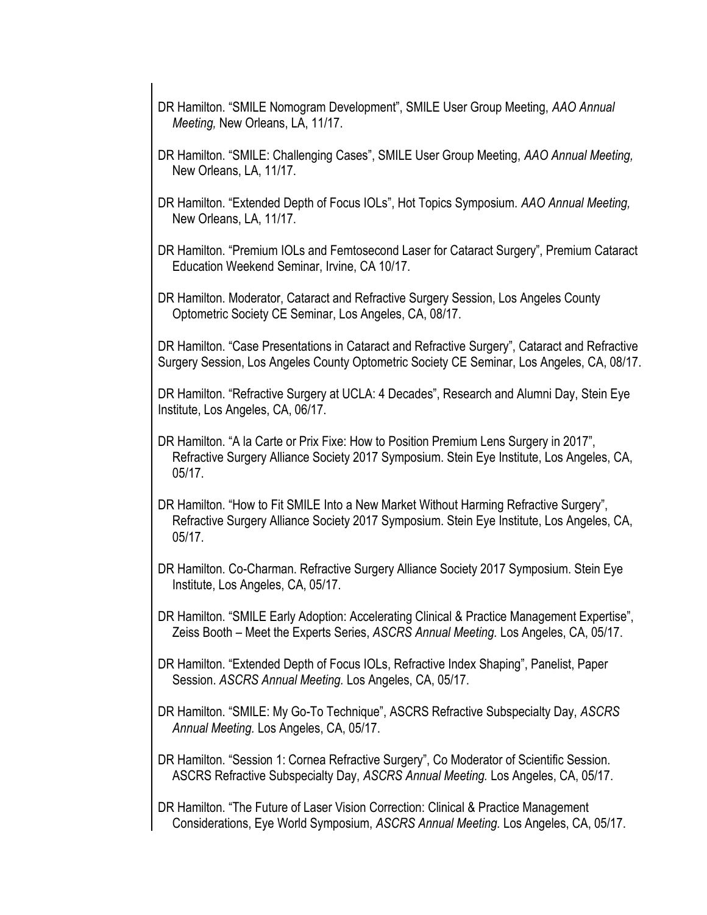DR Hamilton. "SMILE Nomogram Development", SMILE User Group Meeting, *AAO Annual Meeting,* New Orleans, LA, 11/17.

DR Hamilton. "SMILE: Challenging Cases", SMILE User Group Meeting, *AAO Annual Meeting,* New Orleans, LA, 11/17.

DR Hamilton. "Extended Depth of Focus IOLs", Hot Topics Symposium. *AAO Annual Meeting,* New Orleans, LA, 11/17.

DR Hamilton. "Premium IOLs and Femtosecond Laser for Cataract Surgery", Premium Cataract Education Weekend Seminar, Irvine, CA 10/17.

DR Hamilton. Moderator, Cataract and Refractive Surgery Session, Los Angeles County Optometric Society CE Seminar, Los Angeles, CA, 08/17.

DR Hamilton. "Case Presentations in Cataract and Refractive Surgery", Cataract and Refractive Surgery Session, Los Angeles County Optometric Society CE Seminar, Los Angeles, CA, 08/17.

DR Hamilton. "Refractive Surgery at UCLA: 4 Decades", Research and Alumni Day, Stein Eye Institute, Los Angeles, CA, 06/17.

DR Hamilton. "A la Carte or Prix Fixe: How to Position Premium Lens Surgery in 2017", Refractive Surgery Alliance Society 2017 Symposium. Stein Eye Institute, Los Angeles, CA, 05/17.

DR Hamilton. "How to Fit SMILE Into a New Market Without Harming Refractive Surgery", Refractive Surgery Alliance Society 2017 Symposium. Stein Eye Institute, Los Angeles, CA, 05/17.

DR Hamilton. Co-Charman. Refractive Surgery Alliance Society 2017 Symposium. Stein Eye Institute, Los Angeles, CA, 05/17.

DR Hamilton. "SMILE Early Adoption: Accelerating Clinical & Practice Management Expertise", Zeiss Booth – Meet the Experts Series, *ASCRS Annual Meeting.* Los Angeles, CA, 05/17.

DR Hamilton. "Extended Depth of Focus IOLs, Refractive Index Shaping", Panelist, Paper Session. *ASCRS Annual Meeting.* Los Angeles, CA, 05/17.

DR Hamilton. "SMILE: My Go-To Technique", ASCRS Refractive Subspecialty Day, *ASCRS Annual Meeting.* Los Angeles, CA, 05/17.

DR Hamilton. "Session 1: Cornea Refractive Surgery", Co Moderator of Scientific Session. ASCRS Refractive Subspecialty Day, *ASCRS Annual Meeting.* Los Angeles, CA, 05/17.

DR Hamilton. "The Future of Laser Vision Correction: Clinical & Practice Management Considerations, Eye World Symposium, *ASCRS Annual Meeting.* Los Angeles, CA, 05/17.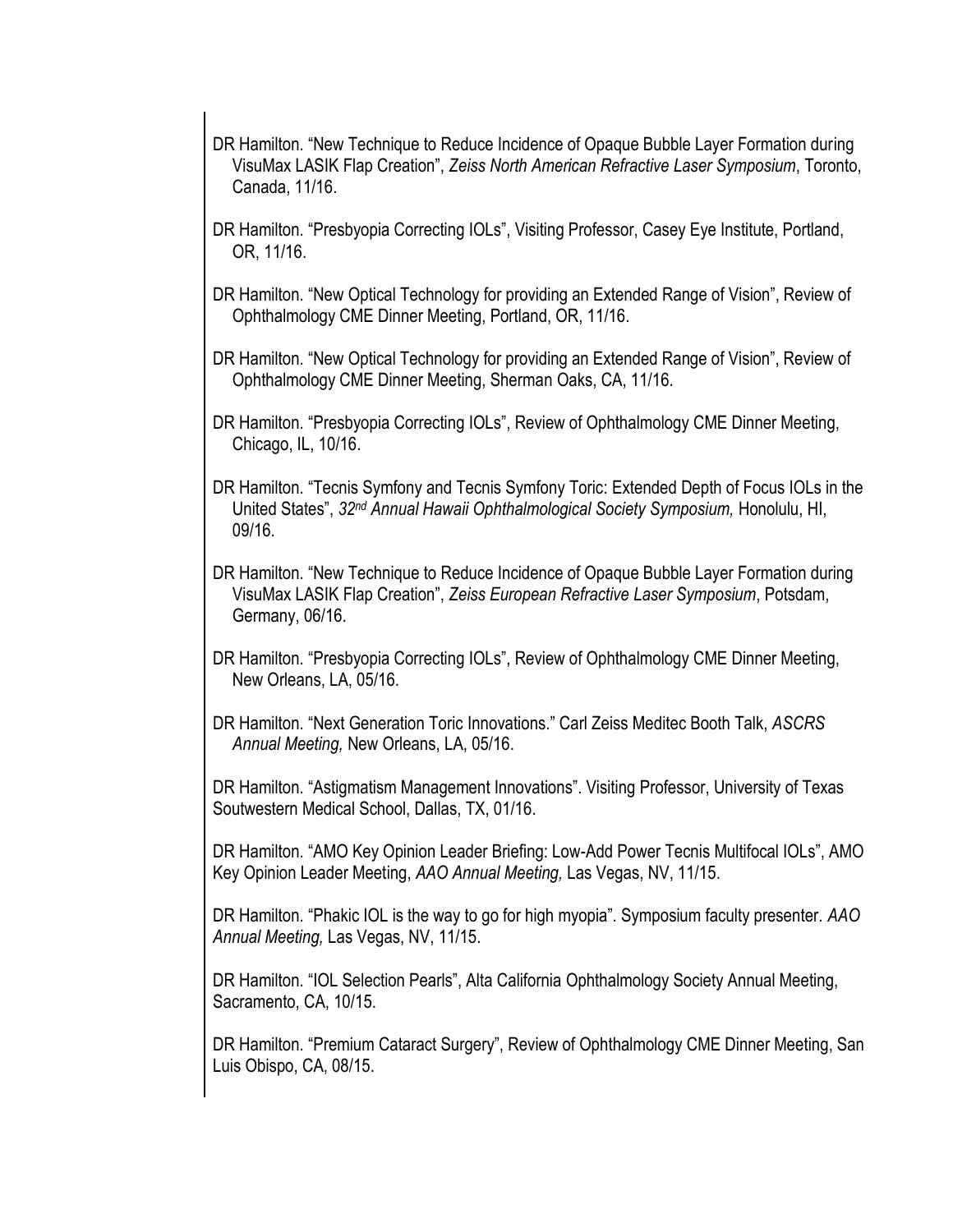DR Hamilton. "New Technique to Reduce Incidence of Opaque Bubble Layer Formation during VisuMax LASIK Flap Creation", *Zeiss North American Refractive Laser Symposium*, Toronto, Canada, 11/16.

DR Hamilton. "Presbyopia Correcting IOLs", Visiting Professor, Casey Eye Institute, Portland, OR, 11/16.

DR Hamilton. "New Optical Technology for providing an Extended Range of Vision", Review of Ophthalmology CME Dinner Meeting, Portland, OR, 11/16.

DR Hamilton. "New Optical Technology for providing an Extended Range of Vision", Review of Ophthalmology CME Dinner Meeting, Sherman Oaks, CA, 11/16.

DR Hamilton. "Presbyopia Correcting IOLs", Review of Ophthalmology CME Dinner Meeting, Chicago, IL, 10/16.

DR Hamilton. "Tecnis Symfony and Tecnis Symfony Toric: Extended Depth of Focus IOLs in the United States", *32nd Annual Hawaii Ophthalmological Society Symposium,* Honolulu, HI, 09/16.

DR Hamilton. "New Technique to Reduce Incidence of Opaque Bubble Layer Formation during VisuMax LASIK Flap Creation", *Zeiss European Refractive Laser Symposium*, Potsdam, Germany, 06/16.

DR Hamilton. "Presbyopia Correcting IOLs", Review of Ophthalmology CME Dinner Meeting, New Orleans, LA, 05/16.

DR Hamilton. "Next Generation Toric Innovations." Carl Zeiss Meditec Booth Talk, *ASCRS Annual Meeting,* New Orleans, LA, 05/16.

DR Hamilton. "Astigmatism Management Innovations". Visiting Professor, University of Texas Southwestern Medical School, Dallas, TX, 01/16.

DR Hamilton. "AMO Key Opinion Leader Briefing: Low-Add Power Tecnis Multifocal IOLs", AMO Key Opinion Leader Meeting, *AAO Annual Meeting,* Las Vegas, NV, 11/15.

DR Hamilton. "Phakic IOL is the way to go for high myopia". Symposium faculty presenter. *AAO Annual Meeting,* Las Vegas, NV, 11/15.

DR Hamilton. "IOL Selection Pearls", Alta California Ophthalmology Society Annual Meeting, Sacramento, CA, 10/15.

DR Hamilton. "Premium Cataract Surgery", Review of Ophthalmology CME Dinner Meeting, San Luis Obispo, CA, 08/15.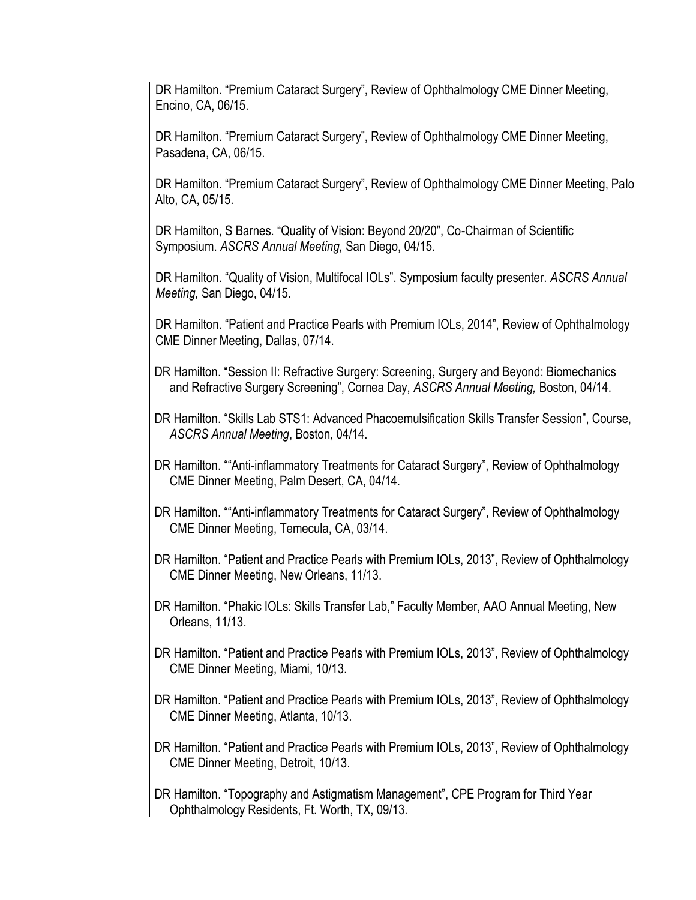DR Hamilton. “Premium Cataract Surgery”, Review of Ophthalmology CME Dinner Meeting, Encino, CA, 06/15.

DR Hamilton. “Premium Cataract Surgery”, Review of Ophthalmology CME Dinner Meeting, Pasadena, CA, 06/15.

DR Hamilton. “Premium Cataract Surgery”, Review of Ophthalmology CME Dinner Meeting, Palo Alto, CA, 05/15.

DR Hamilton, S Barnes. “Quality of Vision: Beyond 20/20”, Co-Chairman of Scientific Symposium. *ASCRS Annual Meeting,* San Diego, 04/15.

DR Hamilton. “Quality of Vision, Multifocal IOLs”. Symposium faculty presenter. *ASCRS Annual Meeting,* San Diego, 04/15.

DR Hamilton. “Patient and Practice Pearls with Premium IOLs, 2014”, Review of Ophthalmology CME Dinner Meeting, Dallas, 07/14.

DR Hamilton. “Session II: Refractive Surgery: Screening, Surgery and Beyond: Biomechanics and Refractive Surgery Screening”, Cornea Day, *ASCRS Annual Meeting,* Boston, 04/14.

DR Hamilton. “Skills Lab STS1: Advanced Phacoemulsification Skills Transfer Session”, Course, *ASCRS Annual Meeting*, Boston, 04/14.

DR Hamilton. ““Anti-inflammatory Treatments for Cataract Surgery”, Review of Ophthalmology CME Dinner Meeting, Palm Desert, CA, 04/14.

DR Hamilton. ““Anti-inflammatory Treatments for Cataract Surgery”, Review of Ophthalmology CME Dinner Meeting, Temecula, CA, 03/14.

DR Hamilton. “Patient and Practice Pearls with Premium IOLs, 2013”, Review of Ophthalmology CME Dinner Meeting, New Orleans, 11/13.

DR Hamilton. “Phakic IOLs: Skills Transfer Lab,” Faculty Member, AAO Annual Meeting, New Orleans, 11/13.

DR Hamilton. “Patient and Practice Pearls with Premium IOLs, 2013”, Review of Ophthalmology CME Dinner Meeting, Miami, 10/13.

DR Hamilton. “Patient and Practice Pearls with Premium IOLs, 2013”, Review of Ophthalmology CME Dinner Meeting, Atlanta, 10/13.

DR Hamilton. “Patient and Practice Pearls with Premium IOLs, 2013”, Review of Ophthalmology CME Dinner Meeting, Detroit, 10/13.

DR Hamilton. “Topography and Astigmatism Management”, CPE Program for Third Year Ophthalmology Residents, Ft. Worth, TX, 09/13.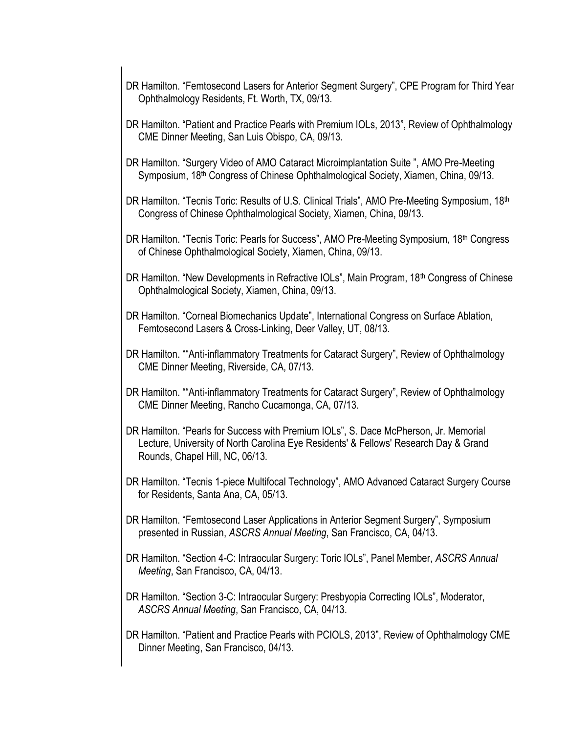DR Hamilton. “Femtosecond Lasers for Anterior Segment Surgery”, CPE Program for Third Year Ophthalmology Residents, Ft. Worth, TX, 09/13.

DR Hamilton. “Patient and Practice Pearls with Premium IOLs, 2013”, Review of Ophthalmology CME Dinner Meeting, San Luis Obispo, CA, 09/13.

DR Hamilton. “Surgery Video of AMO Cataract Microimplantation Suite ”, AMO Pre-Meeting Symposium, 18th Congress of Chinese Ophthalmological Society, Xiamen, China, 09/13.

DR Hamilton. “Tecnis Toric: Results of U.S. Clinical Trials”, AMO Pre-Meeting Symposium, 18th Congress of Chinese Ophthalmological Society, Xiamen, China, 09/13.

DR Hamilton. “Tecnis Toric: Pearls for Success”, AMO Pre-Meeting Symposium, 18th Congress of Chinese Ophthalmological Society, Xiamen, China, 09/13.

DR Hamilton. “New Developments in Refractive IOLs”, Main Program, 18th Congress of Chinese Ophthalmological Society, Xiamen, China, 09/13.

DR Hamilton. “Corneal Biomechanics Update”, International Congress on Surface Ablation, Femtosecond Lasers & Cross-Linking, Deer Valley, UT, 08/13.

DR Hamilton. ““Anti-inflammatory Treatments for Cataract Surgery”, Review of Ophthalmology CME Dinner Meeting, Riverside, CA, 07/13.

DR Hamilton. ““Anti-inflammatory Treatments for Cataract Surgery”, Review of Ophthalmology CME Dinner Meeting, Rancho Cucamonga, CA, 07/13.

DR Hamilton. “Pearls for Success with Premium IOLs”, S. Dace McPherson, Jr. Memorial Lecture, University of North Carolina Eye Residents' & Fellows' Research Day & Grand Rounds, Chapel Hill, NC, 06/13.

DR Hamilton. “Tecnis 1-piece Multifocal Technology”, AMO Advanced Cataract Surgery Course for Residents, Santa Ana, CA, 05/13.

DR Hamilton. “Femtosecond Laser Applications in Anterior Segment Surgery”, Symposium presented in Russian, *ASCRS Annual Meeting*, San Francisco, CA, 04/13.

DR Hamilton. “Section 4-C: Intraocular Surgery: Toric IOLs”, Panel Member, *ASCRS Annual Meeting*, San Francisco, CA, 04/13.

DR Hamilton. “Section 3-C: Intraocular Surgery: Presbyopia Correcting IOLs”, Moderator, *ASCRS Annual Meeting*, San Francisco, CA, 04/13.

DR Hamilton. “Patient and Practice Pearls with PCIOLS, 2013”, Review of Ophthalmology CME Dinner Meeting, San Francisco, 04/13.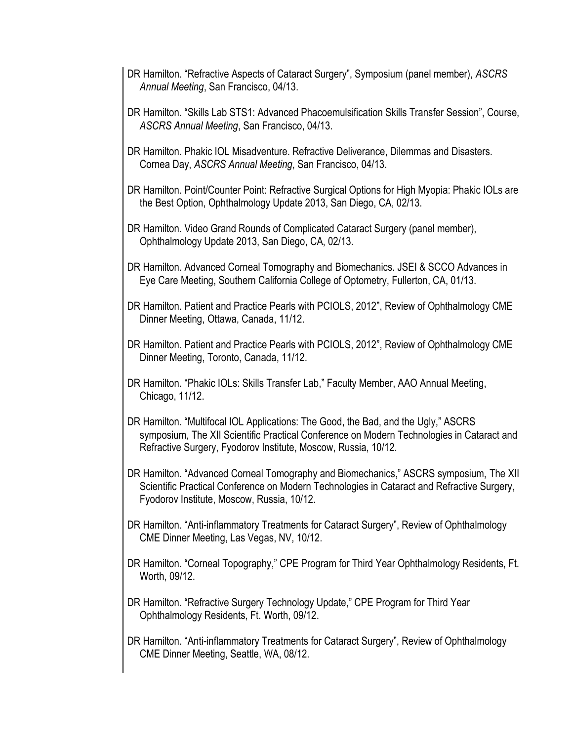DR Hamilton. “Refractive Aspects of Cataract Surgery”, Symposium (panel member), *ASCRS Annual Meeting*, San Francisco, 04/13.

DR Hamilton. “Skills Lab STS1: Advanced Phacoemulsification Skills Transfer Session”, Course, *ASCRS Annual Meeting*, San Francisco, 04/13.

DR Hamilton. Phakic IOL Misadventure. Refractive Deliverance, Dilemmas and Disasters. Cornea Day, *ASCRS Annual Meeting*, San Francisco, 04/13.

DR Hamilton. Point/Counter Point: Refractive Surgical Options for High Myopia: Phakic IOLs are the Best Option, Ophthalmology Update 2013, San Diego, CA, 02/13.

DR Hamilton. Video Grand Rounds of Complicated Cataract Surgery (panel member), Ophthalmology Update 2013, San Diego, CA, 02/13.

DR Hamilton. Advanced Corneal Tomography and Biomechanics. JSEI & SCCO Advances in Eye Care Meeting, Southern California College of Optometry, Fullerton, CA, 01/13.

DR Hamilton. Patient and Practice Pearls with PCIOLS, 2012”, Review of Ophthalmology CME Dinner Meeting, Ottawa, Canada, 11/12.

DR Hamilton. Patient and Practice Pearls with PCIOLS, 2012”, Review of Ophthalmology CME Dinner Meeting, Toronto, Canada, 11/12.

DR Hamilton. “Phakic IOLs: Skills Transfer Lab,” Faculty Member, AAO Annual Meeting, Chicago, 11/12.

DR Hamilton. “Multifocal IOL Applications: The Good, the Bad, and the Ugly,” ASCRS symposium, The XII Scientific Practical Conference on Modern Technologies in Cataract and Refractive Surgery, Fyodorov Institute, Moscow, Russia, 10/12.

DR Hamilton. “Advanced Corneal Tomography and Biomechanics,” ASCRS symposium, The XII Scientific Practical Conference on Modern Technologies in Cataract and Refractive Surgery, Fyodorov Institute, Moscow, Russia, 10/12.

DR Hamilton. “Anti-inflammatory Treatments for Cataract Surgery”, Review of Ophthalmology CME Dinner Meeting, Las Vegas, NV, 10/12.

DR Hamilton. “Corneal Topography,” CPE Program for Third Year Ophthalmology Residents, Ft. Worth, 09/12.

DR Hamilton. “Refractive Surgery Technology Update,” CPE Program for Third Year Ophthalmology Residents, Ft. Worth, 09/12.

DR Hamilton. “Anti-inflammatory Treatments for Cataract Surgery”, Review of Ophthalmology CME Dinner Meeting, Seattle, WA, 08/12.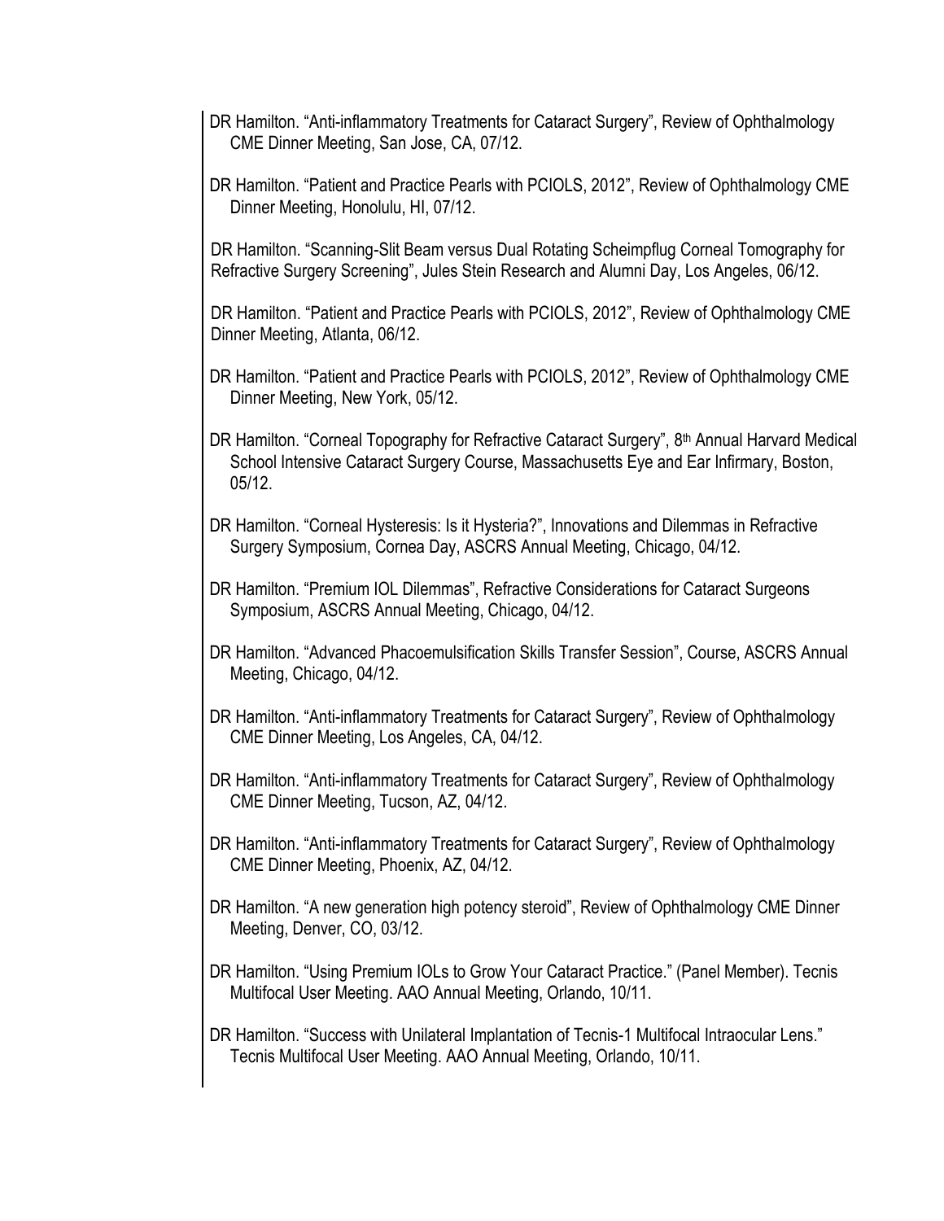DR Hamilton. "Anti-inflammatory Treatments for Cataract Surgery", Review of Ophthalmology CME Dinner Meeting, San Jose, CA, 07/12.

DR Hamilton. "Patient and Practice Pearls with PCIOLS, 2012", Review of Ophthalmology CME Dinner Meeting, Honolulu, HI, 07/12.

DR Hamilton. "Scanning-Slit Beam versus Dual Rotating Scheimpflug Corneal Tomography for Refractive Surgery Screening", Jules Stein Research and Alumni Day, Los Angeles, 06/12.

DR Hamilton. "Patient and Practice Pearls with PCIOLS, 2012", Review of Ophthalmology CME Dinner Meeting, Atlanta, 06/12.

DR Hamilton. "Patient and Practice Pearls with PCIOLS, 2012", Review of Ophthalmology CME Dinner Meeting, New York, 05/12.

DR Hamilton. "Corneal Topography for Refractive Cataract Surgery", 8th Annual Harvard Medical School Intensive Cataract Surgery Course, Massachusetts Eye and Ear Infirmary, Boston, 05/12.

DR Hamilton. "Corneal Hysteresis: Is it Hysteria?", Innovations and Dilemmas in Refractive Surgery Symposium, Cornea Day, ASCRS Annual Meeting, Chicago, 04/12.

DR Hamilton. "Premium IOL Dilemmas", Refractive Considerations for Cataract Surgeons Symposium, ASCRS Annual Meeting, Chicago, 04/12.

DR Hamilton. "Advanced Phacoemulsification Skills Transfer Session", Course, ASCRS Annual Meeting, Chicago, 04/12.

DR Hamilton. "Anti-inflammatory Treatments for Cataract Surgery", Review of Ophthalmology CME Dinner Meeting, Los Angeles, CA, 04/12.

DR Hamilton. "Anti-inflammatory Treatments for Cataract Surgery", Review of Ophthalmology CME Dinner Meeting, Tucson, AZ, 04/12.

DR Hamilton. "Anti-inflammatory Treatments for Cataract Surgery", Review of Ophthalmology CME Dinner Meeting, Phoenix, AZ, 04/12.

DR Hamilton. "A new generation high potency steroid", Review of Ophthalmology CME Dinner Meeting, Denver, CO, 03/12.

DR Hamilton. "Using Premium IOLs to Grow Your Cataract Practice." (Panel Member). Tecnis Multifocal User Meeting. AAO Annual Meeting, Orlando, 10/11.

DR Hamilton. "Success with Unilateral Implantation of Tecnis-1 Multifocal Intraocular Lens." Tecnis Multifocal User Meeting. AAO Annual Meeting, Orlando, 10/11.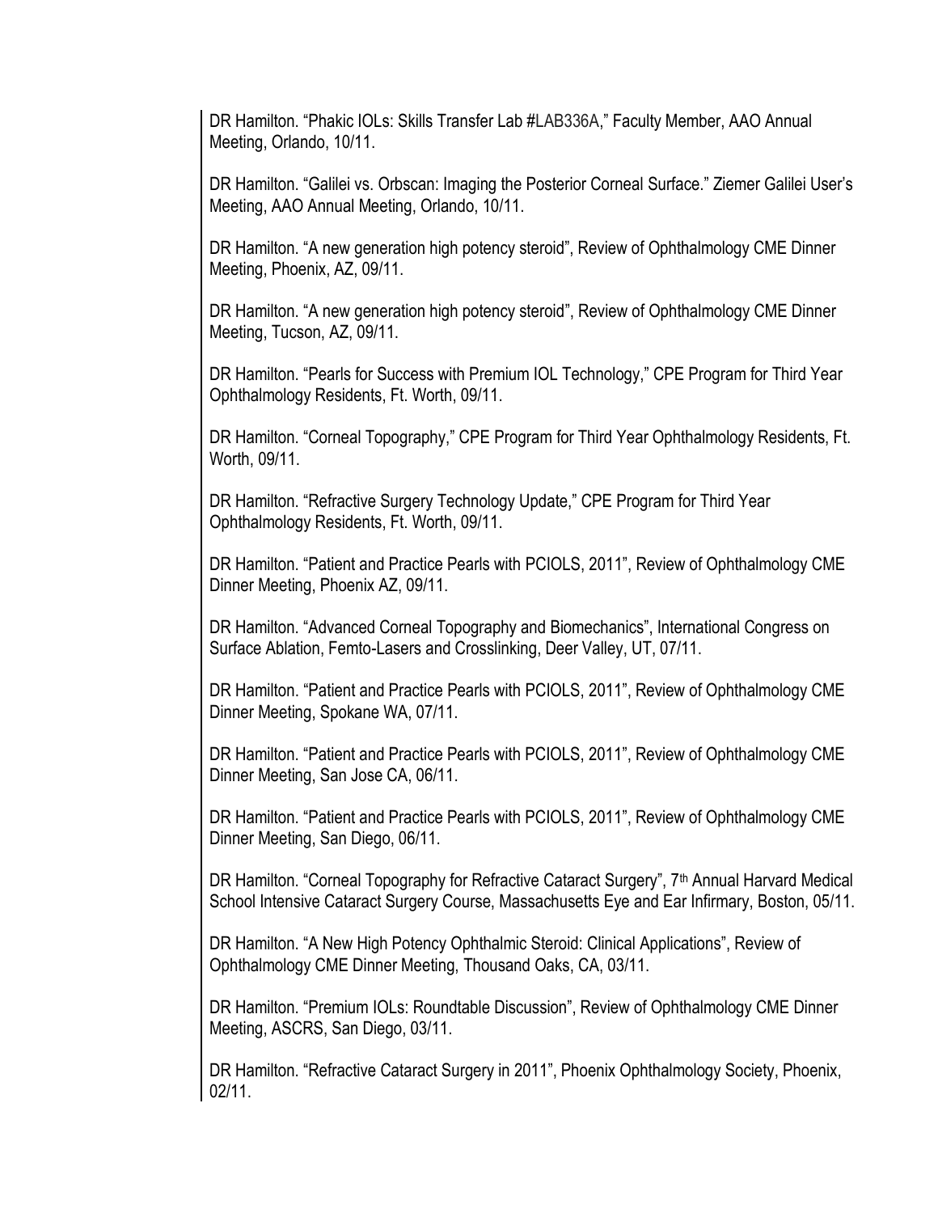DR Hamilton. "Phakic IOLs: Skills Transfer Lab #LAB336A," Faculty Member, AAO Annual Meeting, Orlando, 10/11.

DR Hamilton. "Galilei vs. Orbscan: Imaging the Posterior Corneal Surface." Ziemer Galilei User's Meeting, AAO Annual Meeting, Orlando, 10/11.

DR Hamilton. "A new generation high potency steroid", Review of Ophthalmology CME Dinner Meeting, Phoenix, AZ, 09/11.

DR Hamilton. "A new generation high potency steroid", Review of Ophthalmology CME Dinner Meeting, Tucson, AZ, 09/11.

DR Hamilton. "Pearls for Success with Premium IOL Technology," CPE Program for Third Year Ophthalmology Residents, Ft. Worth, 09/11.

DR Hamilton. "Corneal Topography," CPE Program for Third Year Ophthalmology Residents, Ft. Worth, 09/11.

DR Hamilton. "Refractive Surgery Technology Update," CPE Program for Third Year Ophthalmology Residents, Ft. Worth, 09/11.

DR Hamilton. "Patient and Practice Pearls with PCIOLS, 2011", Review of Ophthalmology CME Dinner Meeting, Phoenix AZ, 09/11.

DR Hamilton. "Advanced Corneal Topography and Biomechanics", International Congress on Surface Ablation, Femto-Lasers and Crosslinking, Deer Valley, UT, 07/11.

DR Hamilton. "Patient and Practice Pearls with PCIOLS, 2011", Review of Ophthalmology CME Dinner Meeting, Spokane WA, 07/11.

DR Hamilton. "Patient and Practice Pearls with PCIOLS, 2011", Review of Ophthalmology CME Dinner Meeting, San Jose CA, 06/11.

DR Hamilton. "Patient and Practice Pearls with PCIOLS, 2011", Review of Ophthalmology CME Dinner Meeting, San Diego, 06/11.

DR Hamilton. "Corneal Topography for Refractive Cataract Surgery", 7th Annual Harvard Medical School Intensive Cataract Surgery Course, Massachusetts Eye and Ear Infirmary, Boston, 05/11.

DR Hamilton. "A New High Potency Ophthalmic Steroid: Clinical Applications", Review of Ophthalmology CME Dinner Meeting, Thousand Oaks, CA, 03/11.

DR Hamilton. "Premium IOLs: Roundtable Discussion", Review of Ophthalmology CME Dinner Meeting, ASCRS, San Diego, 03/11.

DR Hamilton. "Refractive Cataract Surgery in 2011", Phoenix Ophthalmology Society, Phoenix, 02/11.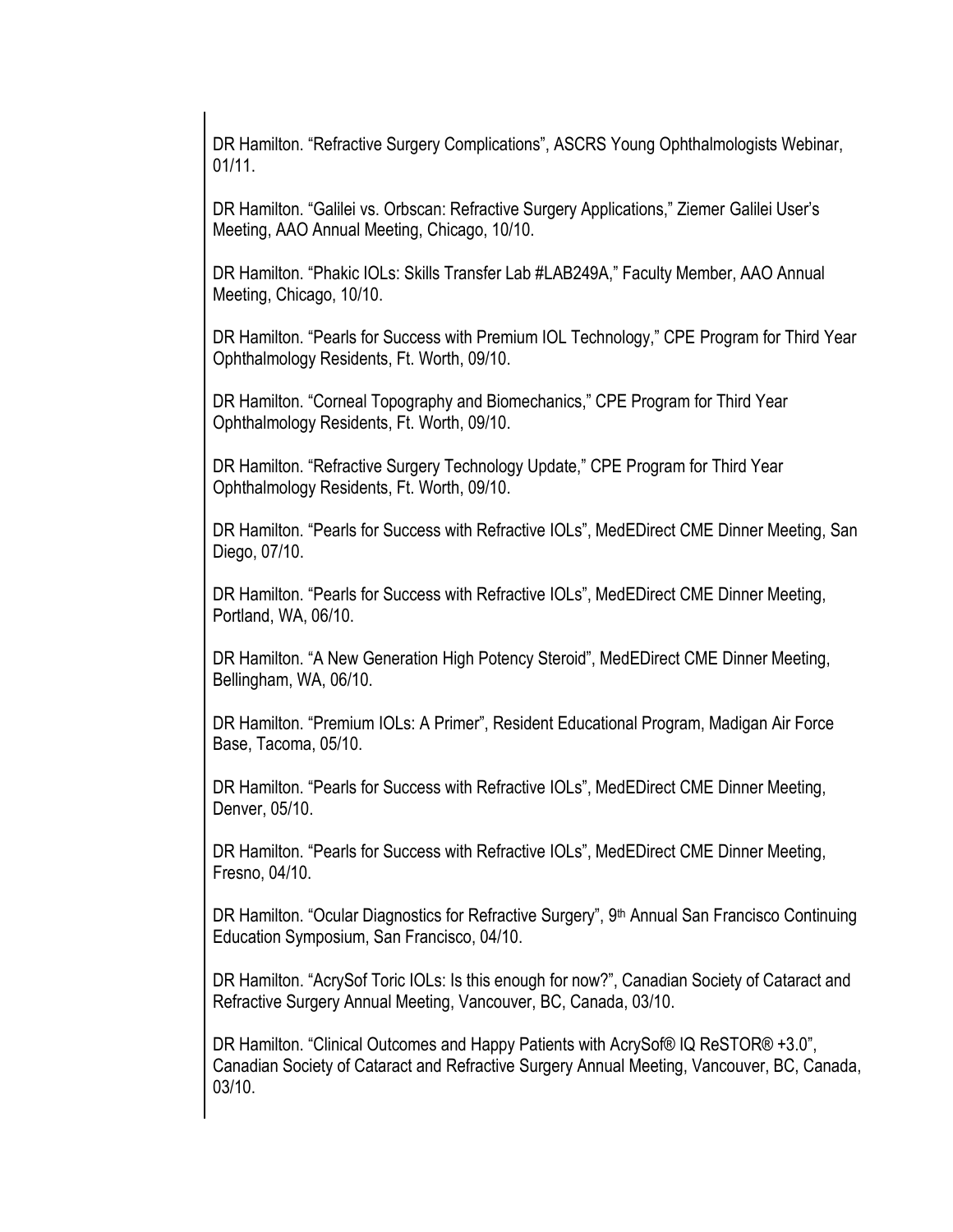DR Hamilton. “Refractive Surgery Complications”, ASCRS Young Ophthalmologists Webinar, 01/11.

DR Hamilton. “Galilei vs. Orbscan: Refractive Surgery Applications,” Ziemer Galilei User’s Meeting, AAO Annual Meeting, Chicago, 10/10.

DR Hamilton. “Phakic IOLs: Skills Transfer Lab #LAB249A,” Faculty Member, AAO Annual Meeting, Chicago, 10/10.

DR Hamilton. “Pearls for Success with Premium IOL Technology,” CPE Program for Third Year Ophthalmology Residents, Ft. Worth, 09/10.

DR Hamilton. “Corneal Topography and Biomechanics,” CPE Program for Third Year Ophthalmology Residents, Ft. Worth, 09/10.

DR Hamilton. “Refractive Surgery Technology Update,” CPE Program for Third Year Ophthalmology Residents, Ft. Worth, 09/10.

DR Hamilton. “Pearls for Success with Refractive IOLs”, MedEDirect CME Dinner Meeting, San Diego, 07/10.

DR Hamilton. “Pearls for Success with Refractive IOLs”, MedEDirect CME Dinner Meeting, Portland, WA, 06/10.

DR Hamilton. “A New Generation High Potency Steroid”, MedEDirect CME Dinner Meeting, Bellingham, WA, 06/10.

DR Hamilton. “Premium IOLs: A Primer”, Resident Educational Program, Madigan Air Force Base, Tacoma, 05/10.

DR Hamilton. “Pearls for Success with Refractive IOLs”, MedEDirect CME Dinner Meeting, Denver, 05/10.

DR Hamilton. “Pearls for Success with Refractive IOLs”, MedEDirect CME Dinner Meeting, Fresno, 04/10.

DR Hamilton. “Ocular Diagnostics for Refractive Surgery”, 9th Annual San Francisco Continuing Education Symposium, San Francisco, 04/10.

DR Hamilton. “AcrySof Toric IOLs: Is this enough for now?”, Canadian Society of Cataract and Refractive Surgery Annual Meeting, Vancouver, BC, Canada, 03/10.

DR Hamilton. “Clinical Outcomes and Happy Patients with AcrySof® IQ ReSTOR® +3.0”, Canadian Society of Cataract and Refractive Surgery Annual Meeting, Vancouver, BC, Canada, 03/10.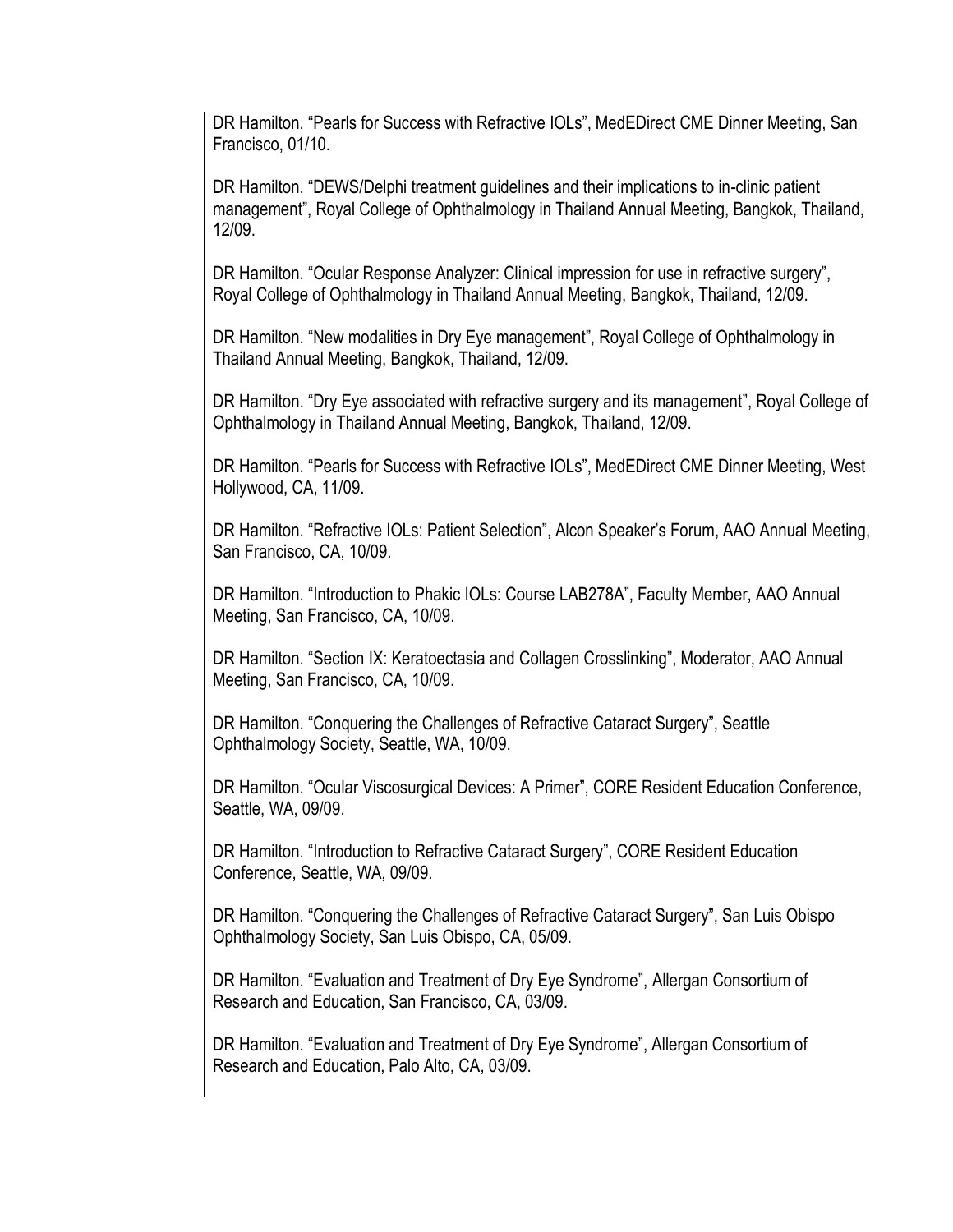DR Hamilton. “Pearls for Success with Refractive IOLs”, MedEDirect CME Dinner Meeting, San Francisco, 01/10.

DR Hamilton. “DEWS/Delphi treatment guidelines and their implications to in-clinic patient management”, Royal College of Ophthalmology in Thailand Annual Meeting, Bangkok, Thailand, 12/09.

DR Hamilton. “Ocular Response Analyzer: Clinical impression for use in refractive surgery”, Royal College of Ophthalmology in Thailand Annual Meeting, Bangkok, Thailand, 12/09.

DR Hamilton. “New modalities in Dry Eye management”, Royal College of Ophthalmology in Thailand Annual Meeting, Bangkok, Thailand, 12/09.

DR Hamilton. “Dry Eye associated with refractive surgery and its management”, Royal College of Ophthalmology in Thailand Annual Meeting, Bangkok, Thailand, 12/09.

DR Hamilton. “Pearls for Success with Refractive IOLs”, MedEDirect CME Dinner Meeting, West Hollywood, CA, 11/09.

DR Hamilton. “Refractive IOLs: Patient Selection”, Alcon Speaker’s Forum, AAO Annual Meeting, San Francisco, CA, 10/09.

DR Hamilton. “Introduction to Phakic IOLs: Course LAB278A”, Faculty Member, AAO Annual Meeting, San Francisco, CA, 10/09.

DR Hamilton. “Section IX: Keratoectasia and Collagen Crosslinking”, Moderator, AAO Annual Meeting, San Francisco, CA, 10/09.

DR Hamilton. “Conquering the Challenges of Refractive Cataract Surgery”, Seattle Ophthalmology Society, Seattle, WA, 10/09.

DR Hamilton. “Ocular Viscosurgical Devices: A Primer”, CORE Resident Education Conference, Seattle, WA, 09/09.

DR Hamilton. “Introduction to Refractive Cataract Surgery”, CORE Resident Education Conference, Seattle, WA, 09/09.

DR Hamilton. “Conquering the Challenges of Refractive Cataract Surgery”, San Luis Obispo Ophthalmology Society, San Luis Obispo, CA, 05/09.

DR Hamilton. “Evaluation and Treatment of Dry Eye Syndrome”, Allergan Consortium of Research and Education, San Francisco, CA, 03/09.

DR Hamilton. “Evaluation and Treatment of Dry Eye Syndrome”, Allergan Consortium of Research and Education, Palo Alto, CA, 03/09.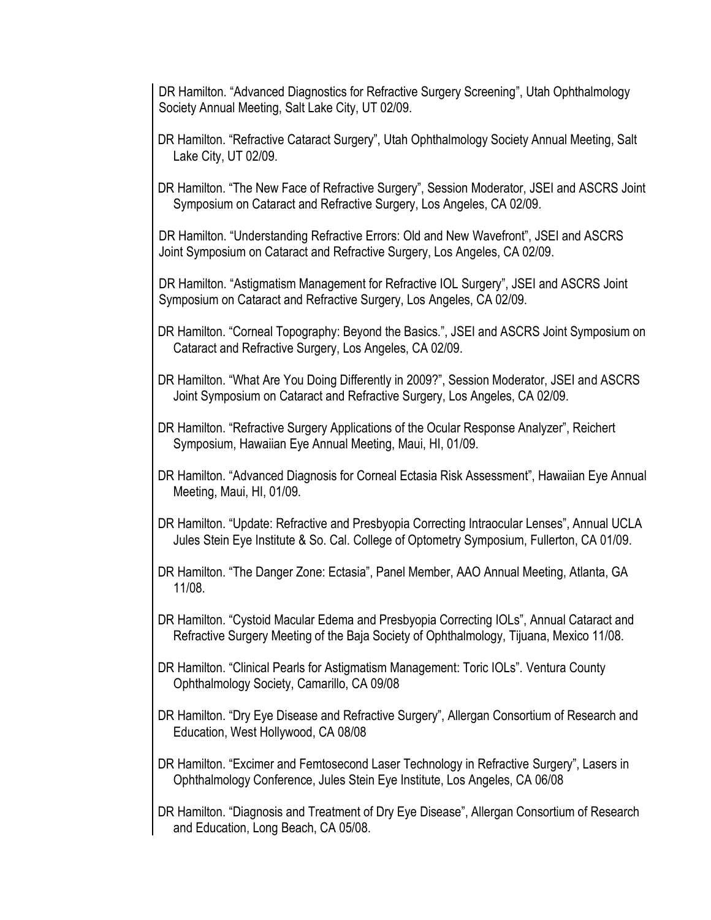DR Hamilton. “Advanced Diagnostics for Refractive Surgery Screening”, Utah Ophthalmology Society Annual Meeting, Salt Lake City, UT 02/09.

DR Hamilton. “Refractive Cataract Surgery”, Utah Ophthalmology Society Annual Meeting, Salt Lake City, UT 02/09.

DR Hamilton. “The New Face of Refractive Surgery”, Session Moderator, JSEI and ASCRS Joint Symposium on Cataract and Refractive Surgery, Los Angeles, CA 02/09.

DR Hamilton. “Understanding Refractive Errors: Old and New Wavefront”, JSEI and ASCRS Joint Symposium on Cataract and Refractive Surgery, Los Angeles, CA 02/09.

DR Hamilton. “Astigmatism Management for Refractive IOL Surgery”, JSEI and ASCRS Joint Symposium on Cataract and Refractive Surgery, Los Angeles, CA 02/09.

DR Hamilton. “Corneal Topography: Beyond the Basics.”, JSEI and ASCRS Joint Symposium on Cataract and Refractive Surgery, Los Angeles, CA 02/09.

DR Hamilton. “What Are You Doing Differently in 2009?”, Session Moderator, JSEI and ASCRS Joint Symposium on Cataract and Refractive Surgery, Los Angeles, CA 02/09.

DR Hamilton. “Refractive Surgery Applications of the Ocular Response Analyzer”, Reichert Symposium, Hawaiian Eye Annual Meeting, Maui, HI, 01/09.

DR Hamilton. “Advanced Diagnosis for Corneal Ectasia Risk Assessment”, Hawaiian Eye Annual Meeting, Maui, HI, 01/09.

DR Hamilton. “Update: Refractive and Presbyopia Correcting Intraocular Lenses”, Annual UCLA Jules Stein Eye Institute & So. Cal. College of Optometry Symposium, Fullerton, CA 01/09.

DR Hamilton. “The Danger Zone: Ectasia”, Panel Member, AAO Annual Meeting, Atlanta, GA 11/08.

DR Hamilton. “Cystoid Macular Edema and Presbyopia Correcting IOLs”, Annual Cataract and Refractive Surgery Meeting of the Baja Society of Ophthalmology, Tijuana, Mexico 11/08.

DR Hamilton. “Clinical Pearls for Astigmatism Management: Toric IOLs”. Ventura County Ophthalmology Society, Camarillo, CA 09/08

DR Hamilton. “Dry Eye Disease and Refractive Surgery”, Allergan Consortium of Research and Education, West Hollywood, CA 08/08

DR Hamilton. “Excimer and Femtosecond Laser Technology in Refractive Surgery”, Lasers in Ophthalmology Conference, Jules Stein Eye Institute, Los Angeles, CA 06/08

DR Hamilton. “Diagnosis and Treatment of Dry Eye Disease”, Allergan Consortium of Research and Education, Long Beach, CA 05/08.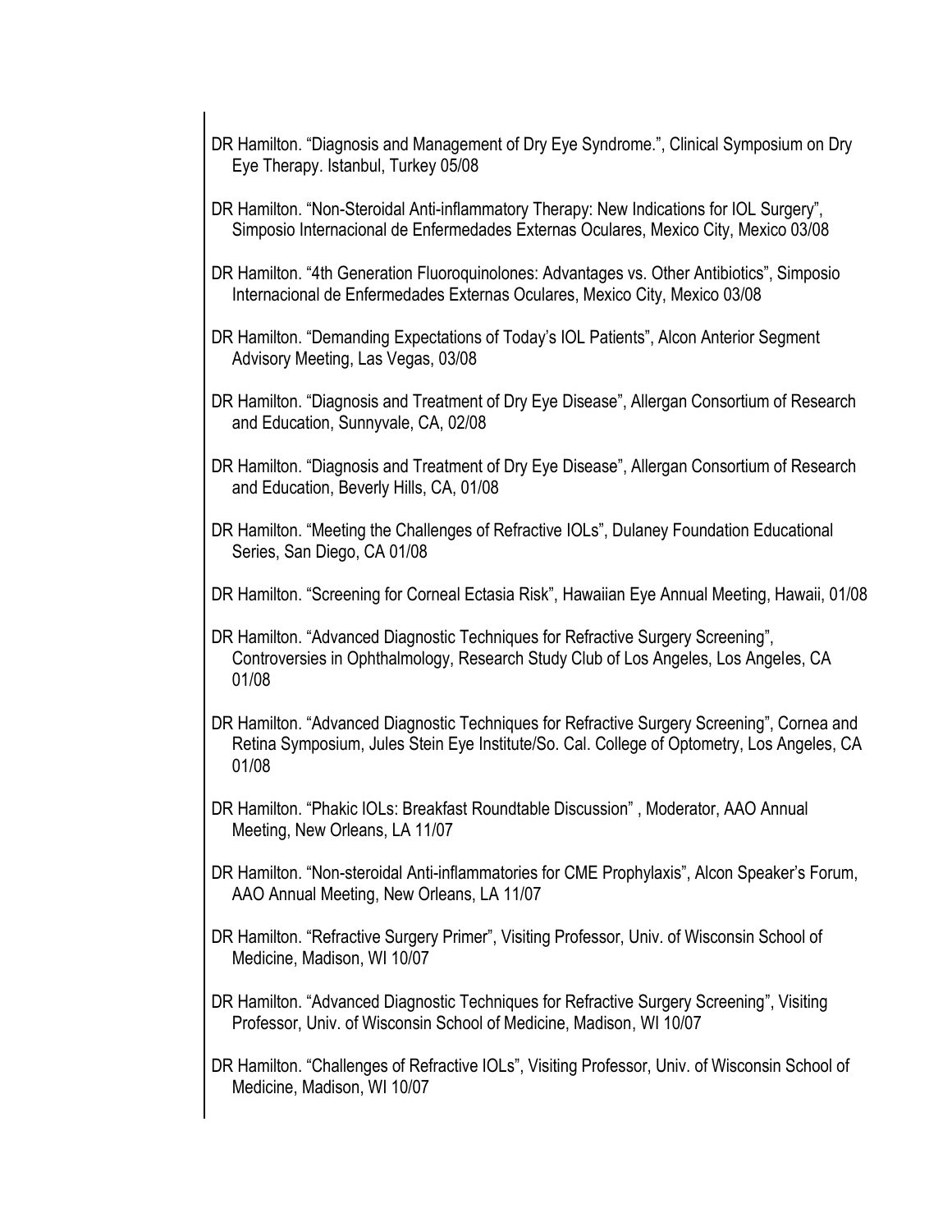DR Hamilton. “Diagnosis and Management of Dry Eye Syndrome.”, Clinical Symposium on Dry Eye Therapy. Istanbul, Turkey 05/08

DR Hamilton. “Non-Steroidal Anti-inflammatory Therapy: New Indications for IOL Surgery”, Simposio Internacional de Enfermedades Externas Oculares, Mexico City, Mexico 03/08

DR Hamilton. “4th Generation Fluoroquinolones: Advantages vs. Other Antibiotics”, Simposio Internacional de Enfermedades Externas Oculares, Mexico City, Mexico 03/08

DR Hamilton. “Demanding Expectations of Today’s IOL Patients”, Alcon Anterior Segment Advisory Meeting, Las Vegas, 03/08

DR Hamilton. “Diagnosis and Treatment of Dry Eye Disease”, Allergan Consortium of Research and Education, Sunnyvale, CA, 02/08

DR Hamilton. “Diagnosis and Treatment of Dry Eye Disease”, Allergan Consortium of Research and Education, Beverly Hills, CA, 01/08

DR Hamilton. “Meeting the Challenges of Refractive IOLs”, Dulaney Foundation Educational Series, San Diego, CA 01/08

DR Hamilton. “Screening for Corneal Ectasia Risk”, Hawaiian Eye Annual Meeting, Hawaii, 01/08

DR Hamilton. “Advanced Diagnostic Techniques for Refractive Surgery Screening”, Controversies in Ophthalmology, Research Study Club of Los Angeles, Los Angeles, CA 01/08

DR Hamilton. “Advanced Diagnostic Techniques for Refractive Surgery Screening”, Cornea and Retina Symposium, Jules Stein Eye Institute/So. Cal. College of Optometry, Los Angeles, CA 01/08

DR Hamilton. “Phakic IOLs: Breakfast Roundtable Discussion” , Moderator, AAO Annual Meeting, New Orleans, LA 11/07

DR Hamilton. “Non-steroidal Anti-inflammatories for CME Prophylaxis”, Alcon Speaker’s Forum, AAO Annual Meeting, New Orleans, LA 11/07

DR Hamilton. “Refractive Surgery Primer”, Visiting Professor, Univ. of Wisconsin School of Medicine, Madison, WI 10/07

DR Hamilton. “Advanced Diagnostic Techniques for Refractive Surgery Screening”, Visiting Professor, Univ. of Wisconsin School of Medicine, Madison, WI 10/07

DR Hamilton. “Challenges of Refractive IOLs”, Visiting Professor, Univ. of Wisconsin School of Medicine, Madison, WI 10/07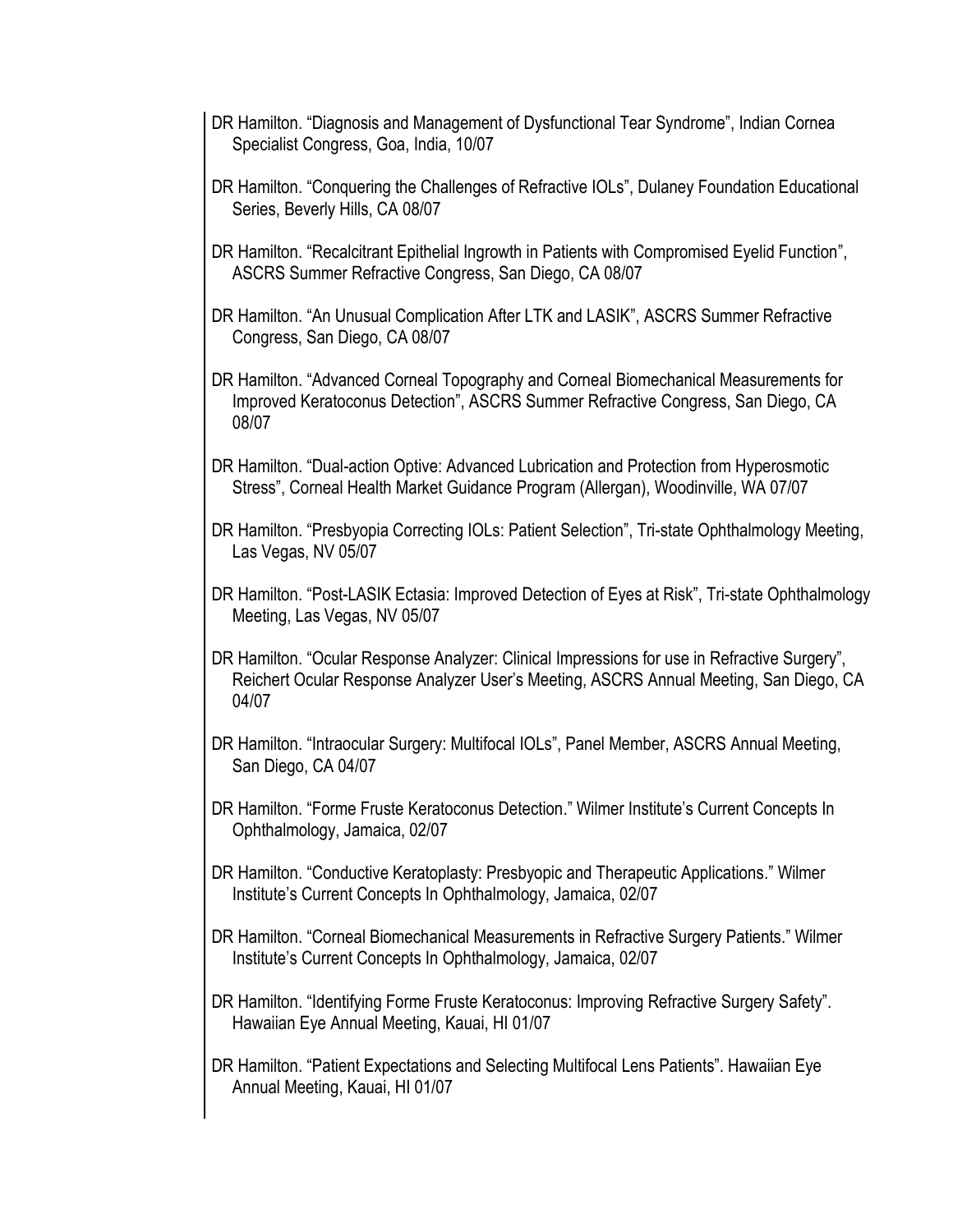DR Hamilton. "Diagnosis and Management of Dysfunctional Tear Syndrome", Indian Cornea Specialist Congress, Goa, India, 10/07

DR Hamilton. "Conquering the Challenges of Refractive IOLs", Dulaney Foundation Educational Series, Beverly Hills, CA 08/07

DR Hamilton. "Recalcitrant Epithelial Ingrowth in Patients with Compromised Eyelid Function", ASCRS Summer Refractive Congress, San Diego, CA 08/07

DR Hamilton. "An Unusual Complication After LTK and LASIK", ASCRS Summer Refractive Congress, San Diego, CA 08/07

DR Hamilton. "Advanced Corneal Topography and Corneal Biomechanical Measurements for Improved Keratoconus Detection", ASCRS Summer Refractive Congress, San Diego, CA 08/07

DR Hamilton. "Dual-action Optive: Advanced Lubrication and Protection from Hyperosmotic Stress", Corneal Health Market Guidance Program (Allergan), Woodinville, WA 07/07

DR Hamilton. "Presbyopia Correcting IOLs: Patient Selection", Tri-state Ophthalmology Meeting, Las Vegas, NV 05/07

DR Hamilton. "Post-LASIK Ectasia: Improved Detection of Eyes at Risk", Tri-state Ophthalmology Meeting, Las Vegas, NV 05/07

DR Hamilton. "Ocular Response Analyzer: Clinical Impressions for use in Refractive Surgery", Reichert Ocular Response Analyzer User's Meeting, ASCRS Annual Meeting, San Diego, CA 04/07

DR Hamilton. "Intraocular Surgery: Multifocal IOLs", Panel Member, ASCRS Annual Meeting, San Diego, CA 04/07

DR Hamilton. "Forme Fruste Keratoconus Detection." Wilmer Institute's Current Concepts In Ophthalmology, Jamaica, 02/07

DR Hamilton. "Conductive Keratoplasty: Presbyopic and Therapeutic Applications." Wilmer Institute's Current Concepts In Ophthalmology, Jamaica, 02/07

DR Hamilton. "Corneal Biomechanical Measurements in Refractive Surgery Patients." Wilmer Institute's Current Concepts In Ophthalmology, Jamaica, 02/07

DR Hamilton. "Identifying Forme Fruste Keratoconus: Improving Refractive Surgery Safety". Hawaiian Eye Annual Meeting, Kauai, HI 01/07

DR Hamilton. "Patient Expectations and Selecting Multifocal Lens Patients". Hawaiian Eye Annual Meeting, Kauai, HI 01/07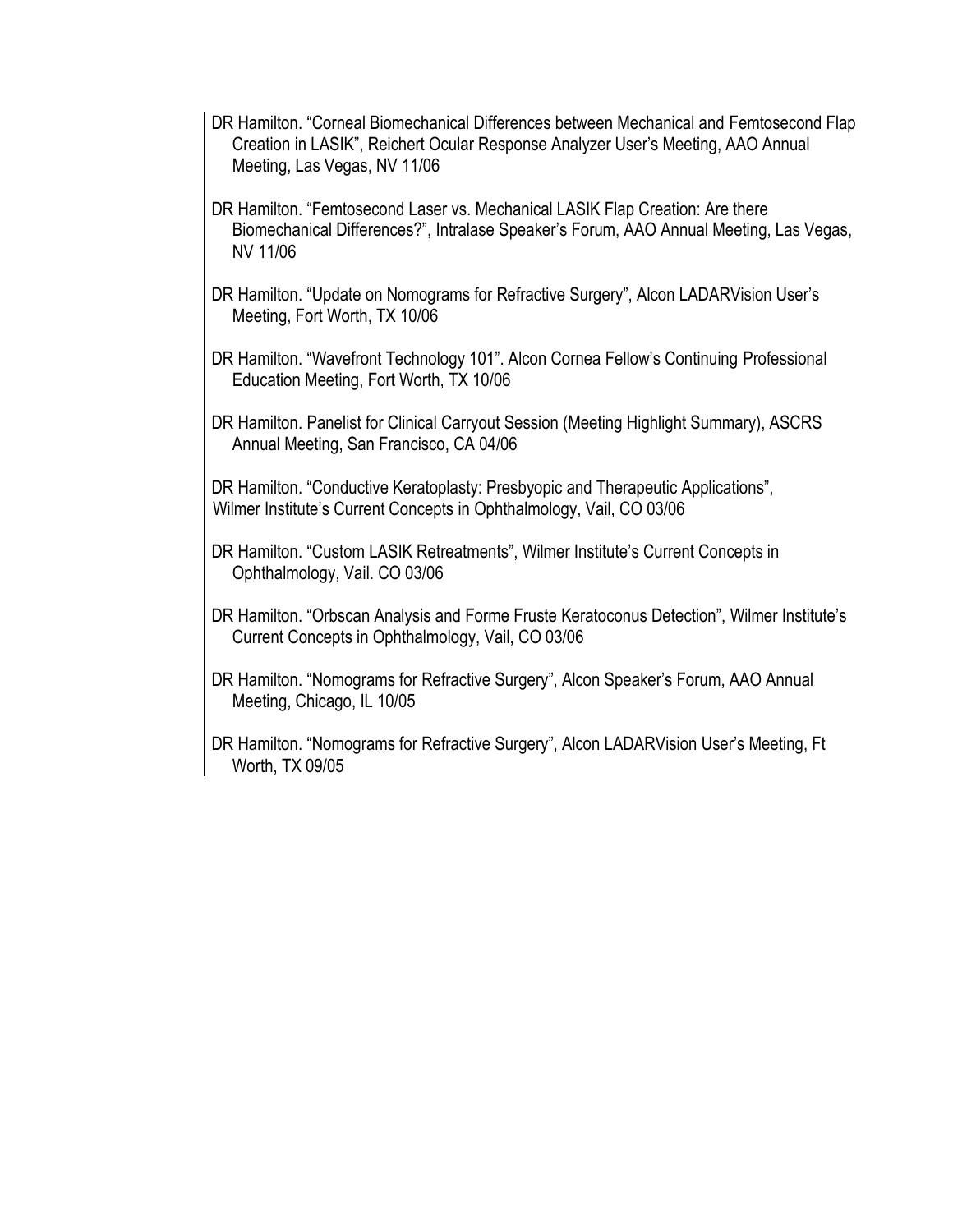DR Hamilton. “Corneal Biomechanical Differences between Mechanical and Femtosecond Flap Creation in LASIK”, Reichert Ocular Response Analyzer User’s Meeting, AAO Annual Meeting, Las Vegas, NV 11/06

DR Hamilton. “Femtosecond Laser vs. Mechanical LASIK Flap Creation: Are there Biomechanical Differences?”, Intralase Speaker’s Forum, AAO Annual Meeting, Las Vegas, NV 11/06

DR Hamilton. “Update on Nomograms for Refractive Surgery”, Alcon LADARVision User’s Meeting, Fort Worth, TX 10/06

DR Hamilton. “Wavefront Technology 101”. Alcon Cornea Fellow’s Continuing Professional Education Meeting, Fort Worth, TX 10/06

DR Hamilton. Panelist for Clinical Carryout Session (Meeting Highlight Summary), ASCRS Annual Meeting, San Francisco, CA 04/06

DR Hamilton. “Conductive Keratoplasty: Presbyopic and Therapeutic Applications”, Wilmer Institute’s Current Concepts in Ophthalmology, Vail, CO 03/06

DR Hamilton. “Custom LASIK Retreatments”, Wilmer Institute’s Current Concepts in Ophthalmology, Vail. CO 03/06

DR Hamilton. “Orbscan Analysis and Forme Fruste Keratoconus Detection”, Wilmer Institute’s Current Concepts in Ophthalmology, Vail, CO 03/06

DR Hamilton. “Nomograms for Refractive Surgery”, Alcon Speaker’s Forum, AAO Annual Meeting, Chicago, IL 10/05

DR Hamilton. “Nomograms for Refractive Surgery”, Alcon LADARVision User’s Meeting, Ft Worth, TX 09/05